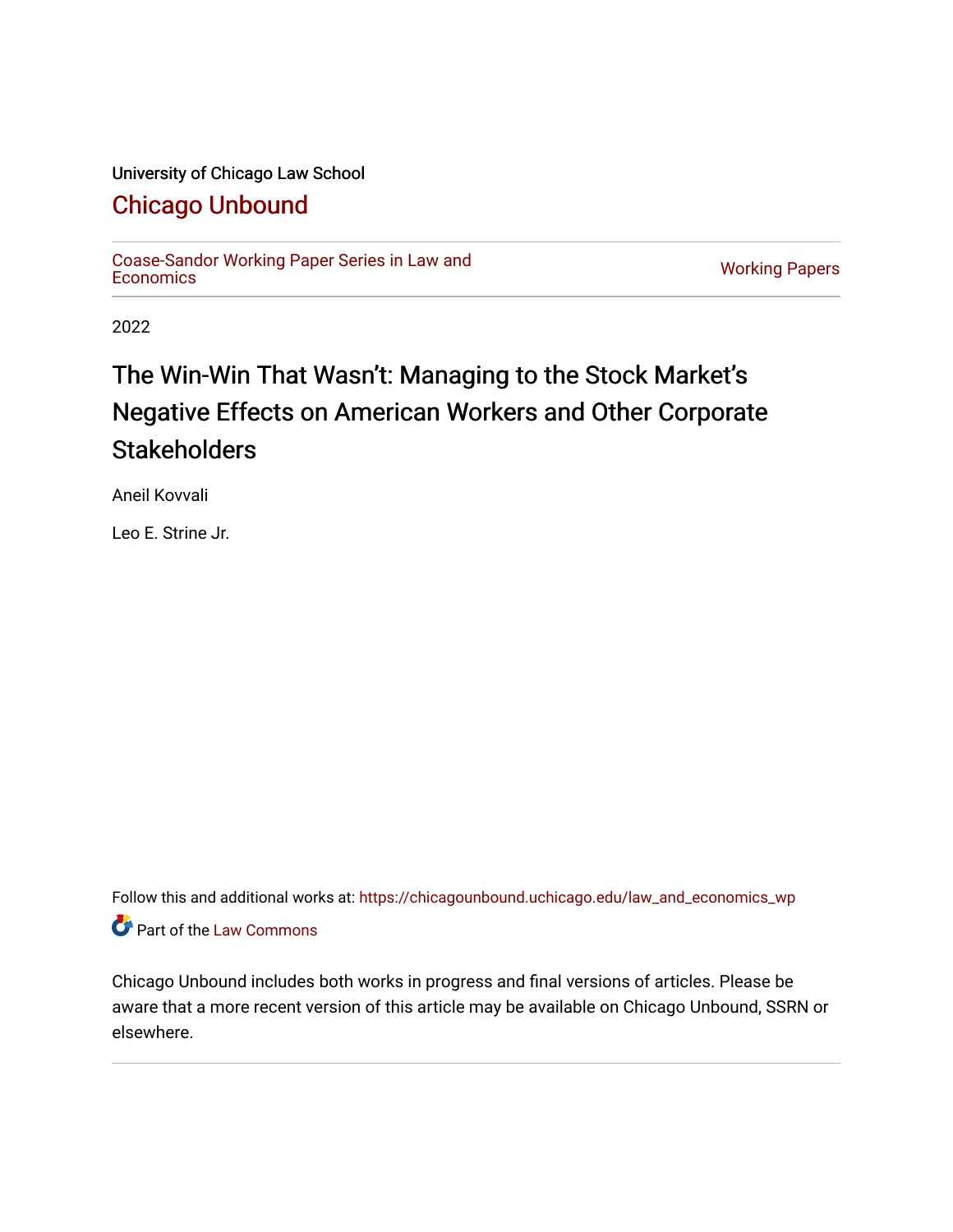University of Chicago Law School

# Chicago Unbound

Coase-Sandor Working Paper Series in Law and Economics | Working Papers

2022

# The Win-Win That Wasn't: Managing to the Stock Market's Negative Effects on American Workers and Other Corporate Stakeholders

Aneil Kovvali

Leo E. Strine Jr.

Follow this and additional works at: https://chicagounbound.uchicago.edu/law_and_economics_wp

Part of the Law Commons

Chicago Unbound includes both works in progress and final versions of articles. Please be aware that a more recent version of this article may be available on Chicago Unbound, SSRN or elsewhere.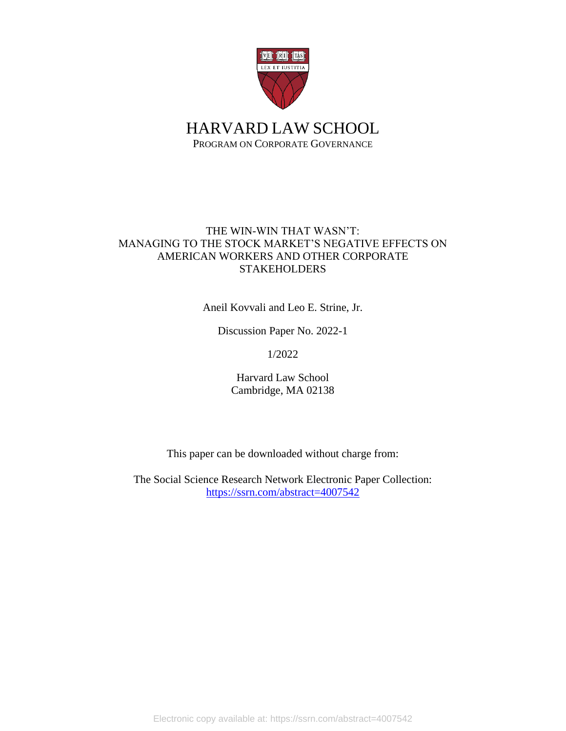# HARVARD LAW SCHOOL

PROGRAM ON CORPORATE GOVERNANCE

THE WIN-WIN THAT WASN'T:
MANAGING TO THE STOCK MARKET'S NEGATIVE EFFECTS ON AMERICAN WORKERS AND OTHER CORPORATE STAKEHOLDERS

Aneil Kovvali and Leo E. Strine, Jr.

Discussion Paper No. 2022-1

1/2022

Harvard Law School
Cambridge, MA 02138

This paper can be downloaded without charge from:

The Social Science Research Network Electronic Paper Collection:
https://ssrn.com/abstract=4007542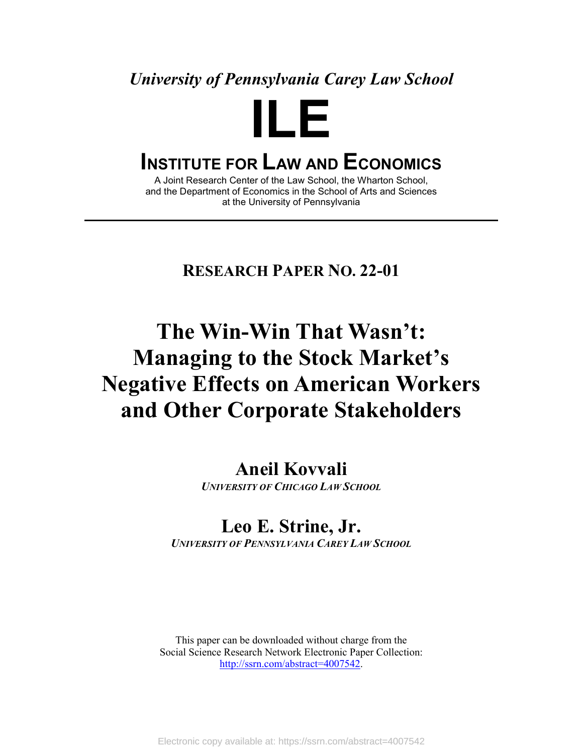*University of Pennsylvania Carey Law School*

# ILE

## INSTITUTE FOR LAW AND ECONOMICS

A Joint Research Center of the Law School, the Wharton School, and the Department of Economics in the School of Arts and Sciences at the University of Pennsylvania

---

**RESEARCH PAPER NO. 22-01**

# The Win-Win That Wasn't: Managing to the Stock Market's Negative Effects on American Workers and Other Corporate Stakeholders

**Aneil Kovvali**

*UNIVERSITY OF CHICAGO LAW SCHOOL*

**Leo E. Strine, Jr.**

*UNIVERSITY OF PENNSYLVANIA CAREY LAW SCHOOL*

This paper can be downloaded without charge from the Social Science Research Network Electronic Paper Collection: http://ssrn.com/abstract=4007542.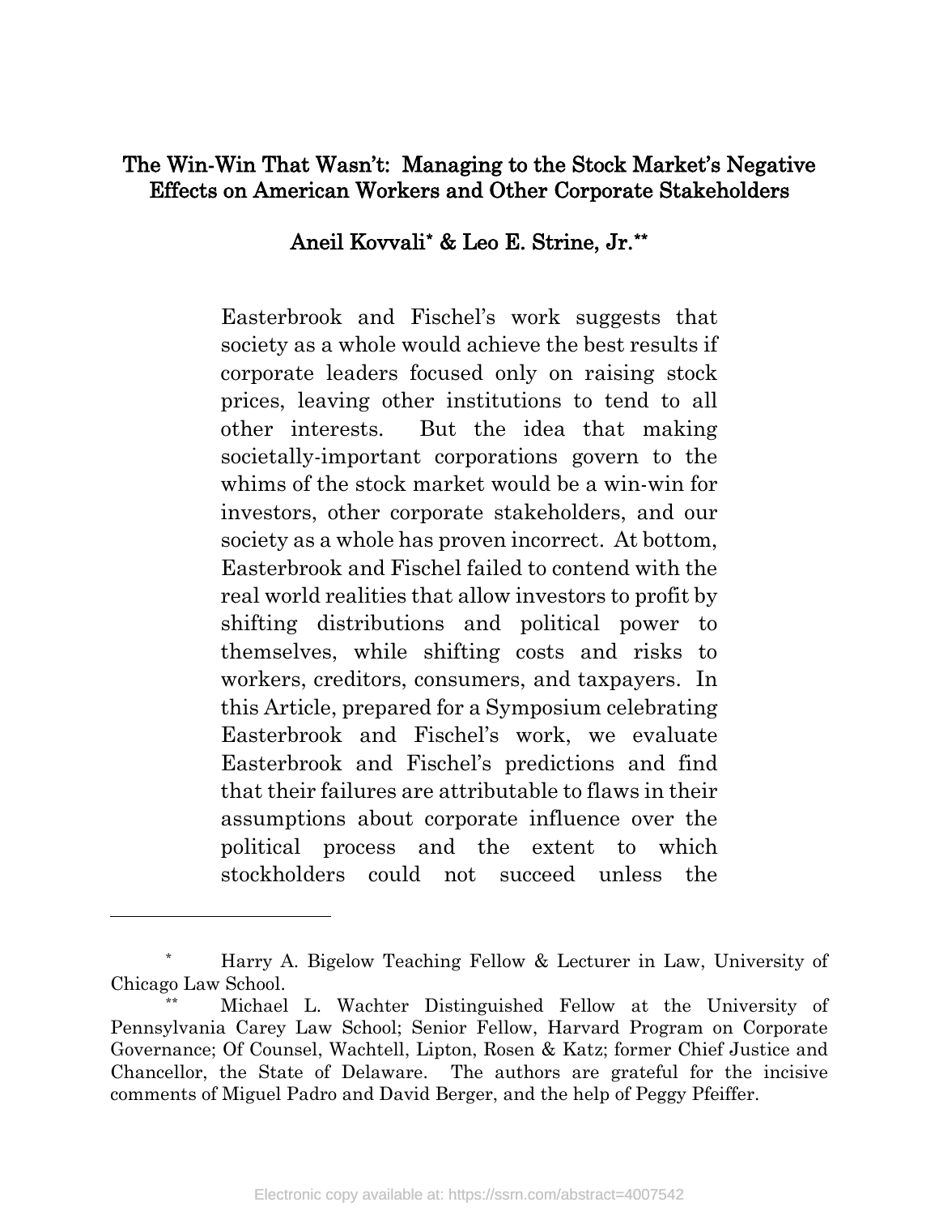# The Win-Win That Wasn't: Managing to the Stock Market's Negative Effects on American Workers and Other Corporate Stakeholders

**Aneil Kovvali\* & Leo E. Strine, Jr.\*\***

> Easterbrook and Fischel's work suggests that society as a whole would achieve the best results if corporate leaders focused only on raising stock prices, leaving other institutions to tend to all other interests. But the idea that making societally-important corporations govern to the whims of the stock market would be a win-win for investors, other corporate stakeholders, and our society as a whole has proven incorrect. At bottom, Easterbrook and Fischel failed to contend with the real world realities that allow investors to profit by shifting distributions and political power to themselves, while shifting costs and risks to workers, creditors, consumers, and taxpayers. In this Article, prepared for a Symposium celebrating Easterbrook and Fischel's work, we evaluate Easterbrook and Fischel's predictions and find that their failures are attributable to flaws in their assumptions about corporate influence over the political process and the extent to which stockholders could not succeed unless the

---

\* Harry A. Bigelow Teaching Fellow & Lecturer in Law, University of Chicago Law School.

\*\* Michael L. Wachter Distinguished Fellow at the University of Pennsylvania Carey Law School; Senior Fellow, Harvard Program on Corporate Governance; Of Counsel, Wachtell, Lipton, Rosen & Katz; former Chief Justice and Chancellor, the State of Delaware. The authors are grateful for the incisive comments of Miguel Padro and David Berger, and the help of Peggy Pfeiffer.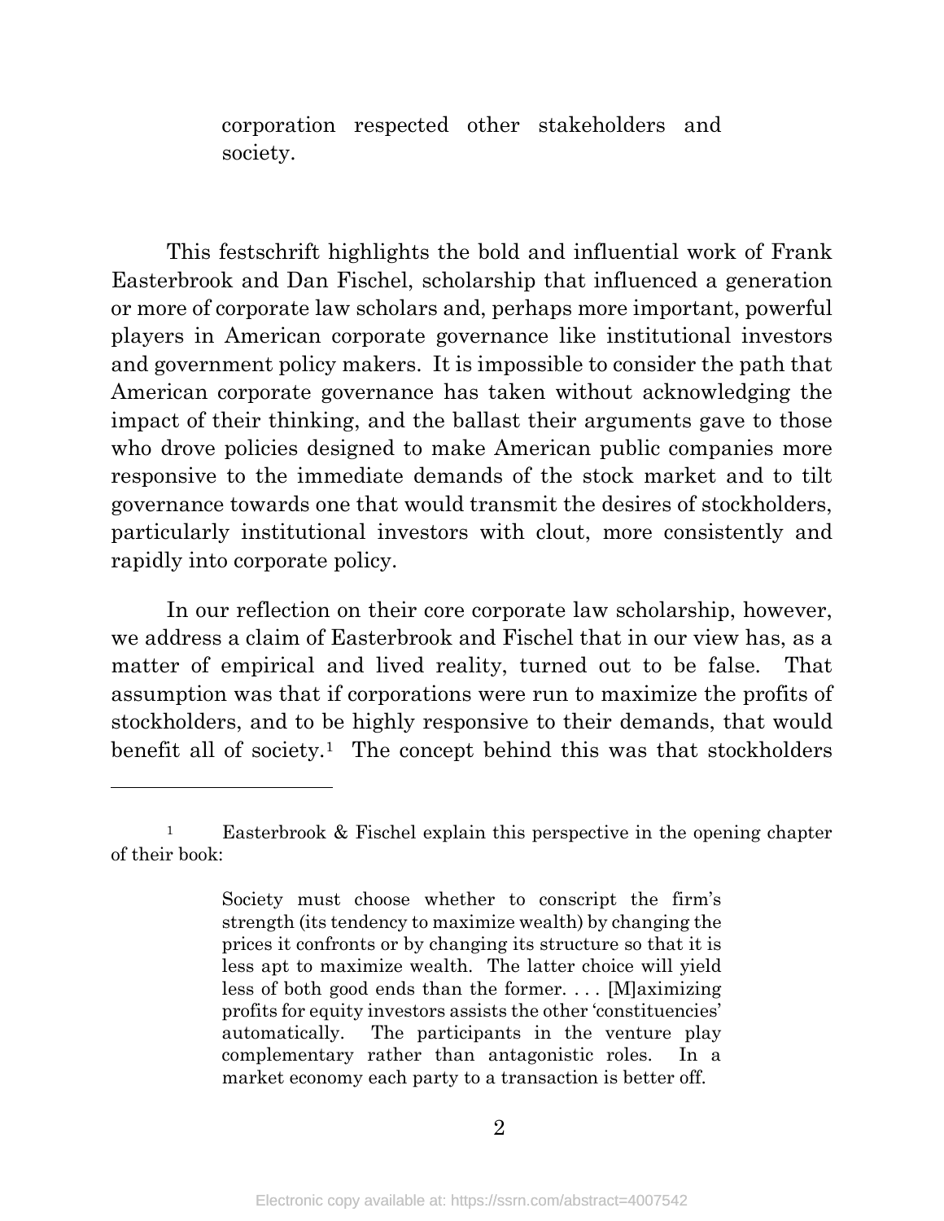> corporation respected other stakeholders and society.

This festschrift highlights the bold and influential work of Frank Easterbrook and Dan Fischel, scholarship that influenced a generation or more of corporate law scholars and, perhaps more important, powerful players in American corporate governance like institutional investors and government policy makers. It is impossible to consider the path that American corporate governance has taken without acknowledging the impact of their thinking, and the ballast their arguments gave to those who drove policies designed to make American public companies more responsive to the immediate demands of the stock market and to tilt governance towards one that would transmit the desires of stockholders, particularly institutional investors with clout, more consistently and rapidly into corporate policy.

In our reflection on their core corporate law scholarship, however, we address a claim of Easterbrook and Fischel that in our view has, as a matter of empirical and lived reality, turned out to be false. That assumption was that if corporations were run to maximize the profits of stockholders, and to be highly responsive to their demands, that would benefit all of society.[1] The concept behind this was that stockholders

---

[1] Easterbrook & Fischel explain this perspective in the opening chapter of their book:

> Society must choose whether to conscript the firm's strength (its tendency to maximize wealth) by changing the prices it confronts or by changing its structure so that it is less apt to maximize wealth. The latter choice will yield less of both good ends than the former. . . . [M]aximizing profits for equity investors assists the other 'constituencies' automatically. The participants in the venture play complementary rather than antagonistic roles. In a market economy each party to a transaction is better off.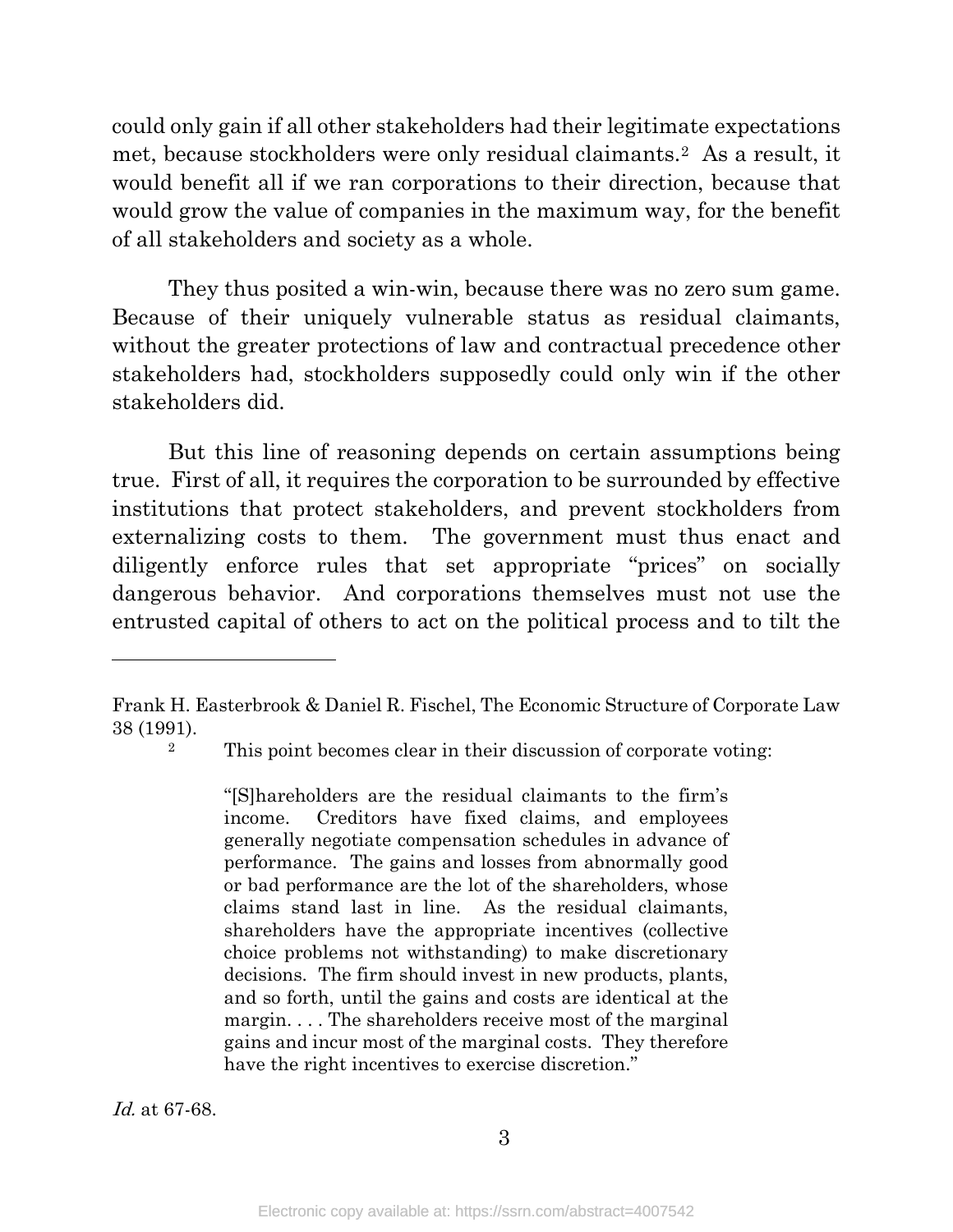could only gain if all other stakeholders had their legitimate expectations met, because stockholders were only residual claimants.[2] As a result, it would benefit all if we ran corporations to their direction, because that would grow the value of companies in the maximum way, for the benefit of all stakeholders and society as a whole.

They thus posited a win-win, because there was no zero sum game. Because of their uniquely vulnerable status as residual claimants, without the greater protections of law and contractual precedence other stakeholders had, stockholders supposedly could only win if the other stakeholders did.

But this line of reasoning depends on certain assumptions being true. First of all, it requires the corporation to be surrounded by effective institutions that protect stakeholders, and prevent stockholders from externalizing costs to them. The government must thus enact and diligently enforce rules that set appropriate "prices" on socially dangerous behavior. And corporations themselves must not use the entrusted capital of others to act on the political process and to tilt the

---

Frank H. Easterbrook & Daniel R. Fischel, The Economic Structure of Corporate Law 38 (1991).

[2] This point becomes clear in their discussion of corporate voting:

> "[S]hareholders are the residual claimants to the firm's income. Creditors have fixed claims, and employees generally negotiate compensation schedules in advance of performance. The gains and losses from abnormally good or bad performance are the lot of the shareholders, whose claims stand last in line. As the residual claimants, shareholders have the appropriate incentives (collective choice problems not withstanding) to make discretionary decisions. The firm should invest in new products, plants, and so forth, until the gains and costs are identical at the margin. . . . The shareholders receive most of the marginal gains and incur most of the marginal costs. They therefore have the right incentives to exercise discretion."

*Id.* at 67-68.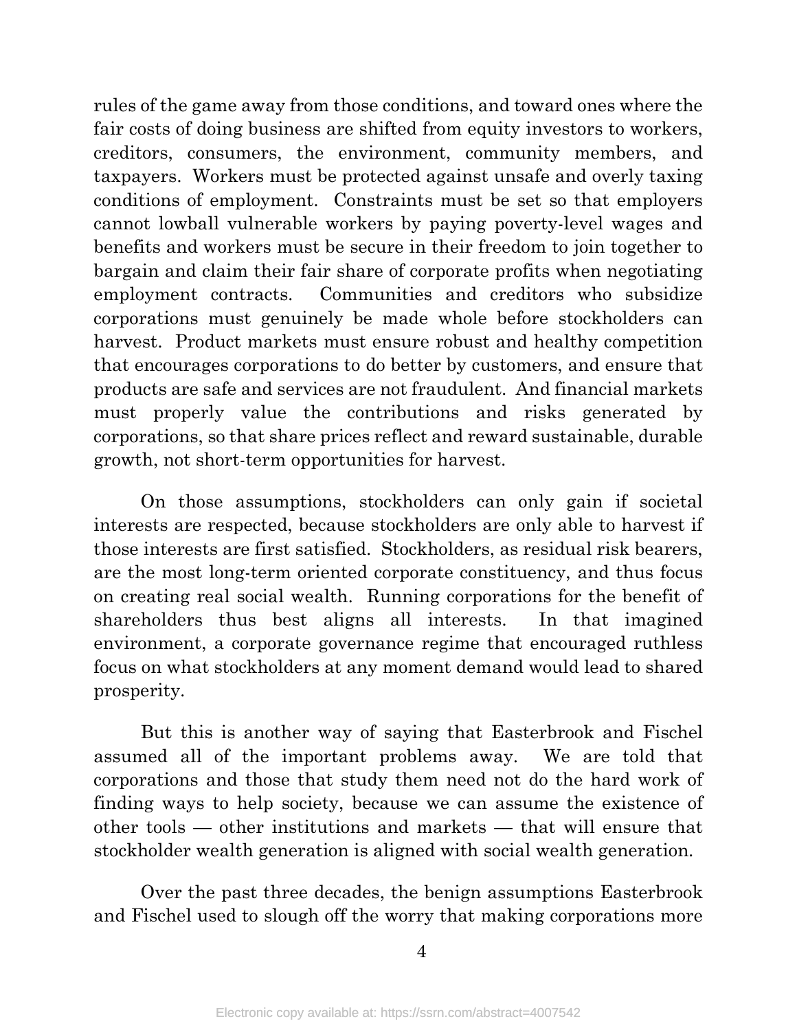rules of the game away from those conditions, and toward ones where the fair costs of doing business are shifted from equity investors to workers, creditors, consumers, the environment, community members, and taxpayers. Workers must be protected against unsafe and overly taxing conditions of employment. Constraints must be set so that employers cannot lowball vulnerable workers by paying poverty-level wages and benefits and workers must be secure in their freedom to join together to bargain and claim their fair share of corporate profits when negotiating employment contracts. Communities and creditors who subsidize corporations must genuinely be made whole before stockholders can harvest. Product markets must ensure robust and healthy competition that encourages corporations to do better by customers, and ensure that products are safe and services are not fraudulent. And financial markets must properly value the contributions and risks generated by corporations, so that share prices reflect and reward sustainable, durable growth, not short-term opportunities for harvest.

On those assumptions, stockholders can only gain if societal interests are respected, because stockholders are only able to harvest if those interests are first satisfied. Stockholders, as residual risk bearers, are the most long-term oriented corporate constituency, and thus focus on creating real social wealth. Running corporations for the benefit of shareholders thus best aligns all interests. In that imagined environment, a corporate governance regime that encouraged ruthless focus on what stockholders at any moment demand would lead to shared prosperity.

But this is another way of saying that Easterbrook and Fischel assumed all of the important problems away. We are told that corporations and those that study them need not do the hard work of finding ways to help society, because we can assume the existence of other tools — other institutions and markets — that will ensure that stockholder wealth generation is aligned with social wealth generation.

Over the past three decades, the benign assumptions Easterbrook and Fischel used to slough off the worry that making corporations more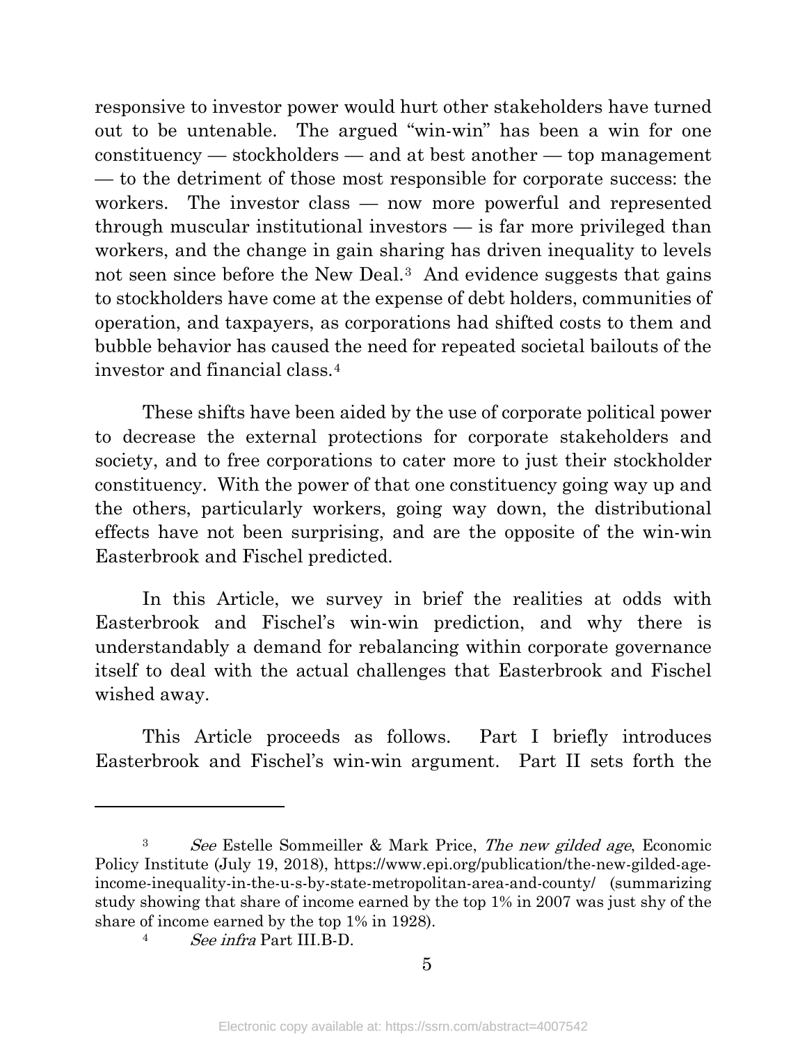responsive to investor power would hurt other stakeholders have turned out to be untenable. The argued "win-win" has been a win for one constituency — stockholders — and at best another — top management — to the detriment of those most responsible for corporate success: the workers. The investor class — now more powerful and represented through muscular institutional investors — is far more privileged than workers, and the change in gain sharing has driven inequality to levels not seen since before the New Deal.[3] And evidence suggests that gains to stockholders have come at the expense of debt holders, communities of operation, and taxpayers, as corporations had shifted costs to them and bubble behavior has caused the need for repeated societal bailouts of the investor and financial class.[4]

These shifts have been aided by the use of corporate political power to decrease the external protections for corporate stakeholders and society, and to free corporations to cater more to just their stockholder constituency. With the power of that one constituency going way up and the others, particularly workers, going way down, the distributional effects have not been surprising, and are the opposite of the win-win Easterbrook and Fischel predicted.

In this Article, we survey in brief the realities at odds with Easterbrook and Fischel's win-win prediction, and why there is understandably a demand for rebalancing within corporate governance itself to deal with the actual challenges that Easterbrook and Fischel wished away.

This Article proceeds as follows. Part I briefly introduces Easterbrook and Fischel's win-win argument. Part II sets forth the

---

[3] *See* Estelle Sommeiller & Mark Price, *The new gilded age*, Economic Policy Institute (July 19, 2018), https://www.epi.org/publication/the-new-gilded-age-income-inequality-in-the-u-s-by-state-metropolitan-area-and-county/ (summarizing study showing that share of income earned by the top 1% in 2007 was just shy of the share of income earned by the top 1% in 1928).

[4] *See infra* Part III.B-D.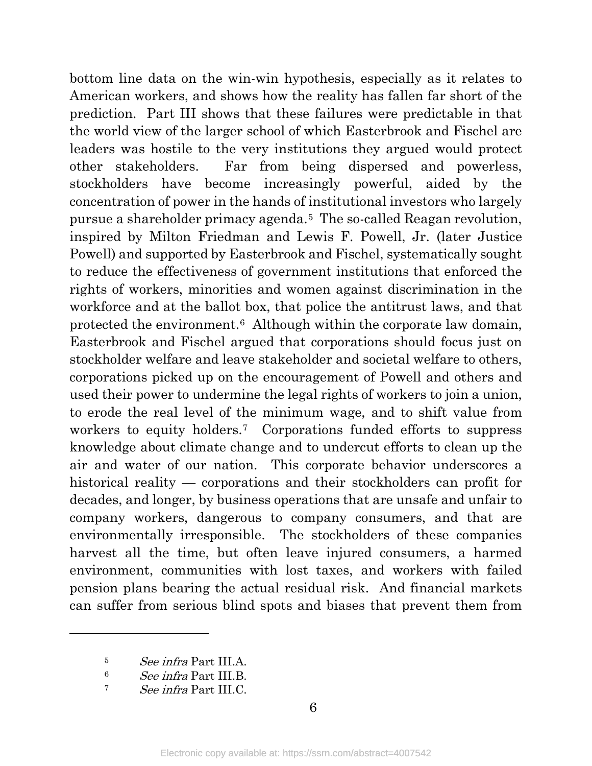bottom line data on the win-win hypothesis, especially as it relates to American workers, and shows how the reality has fallen far short of the prediction. Part III shows that these failures were predictable in that the world view of the larger school of which Easterbrook and Fischel are leaders was hostile to the very institutions they argued would protect other stakeholders. Far from being dispersed and powerless, stockholders have become increasingly powerful, aided by the concentration of power in the hands of institutional investors who largely pursue a shareholder primacy agenda.[5] The so-called Reagan revolution, inspired by Milton Friedman and Lewis F. Powell, Jr. (later Justice Powell) and supported by Easterbrook and Fischel, systematically sought to reduce the effectiveness of government institutions that enforced the rights of workers, minorities and women against discrimination in the workforce and at the ballot box, that police the antitrust laws, and that protected the environment.[6] Although within the corporate law domain, Easterbrook and Fischel argued that corporations should focus just on stockholder welfare and leave stakeholder and societal welfare to others, corporations picked up on the encouragement of Powell and others and used their power to undermine the legal rights of workers to join a union, to erode the real level of the minimum wage, and to shift value from workers to equity holders.[7] Corporations funded efforts to suppress knowledge about climate change and to undercut efforts to clean up the air and water of our nation. This corporate behavior underscores a historical reality — corporations and their stockholders can profit for decades, and longer, by business operations that are unsafe and unfair to company workers, dangerous to company consumers, and that are environmentally irresponsible. The stockholders of these companies harvest all the time, but often leave injured consumers, a harmed environment, communities with lost taxes, and workers with failed pension plans bearing the actual residual risk. And financial markets can suffer from serious blind spots and biases that prevent them from

---

[5] *See infra* Part III.A.

[6] *See infra* Part III.B.

[7] *See infra* Part III.C.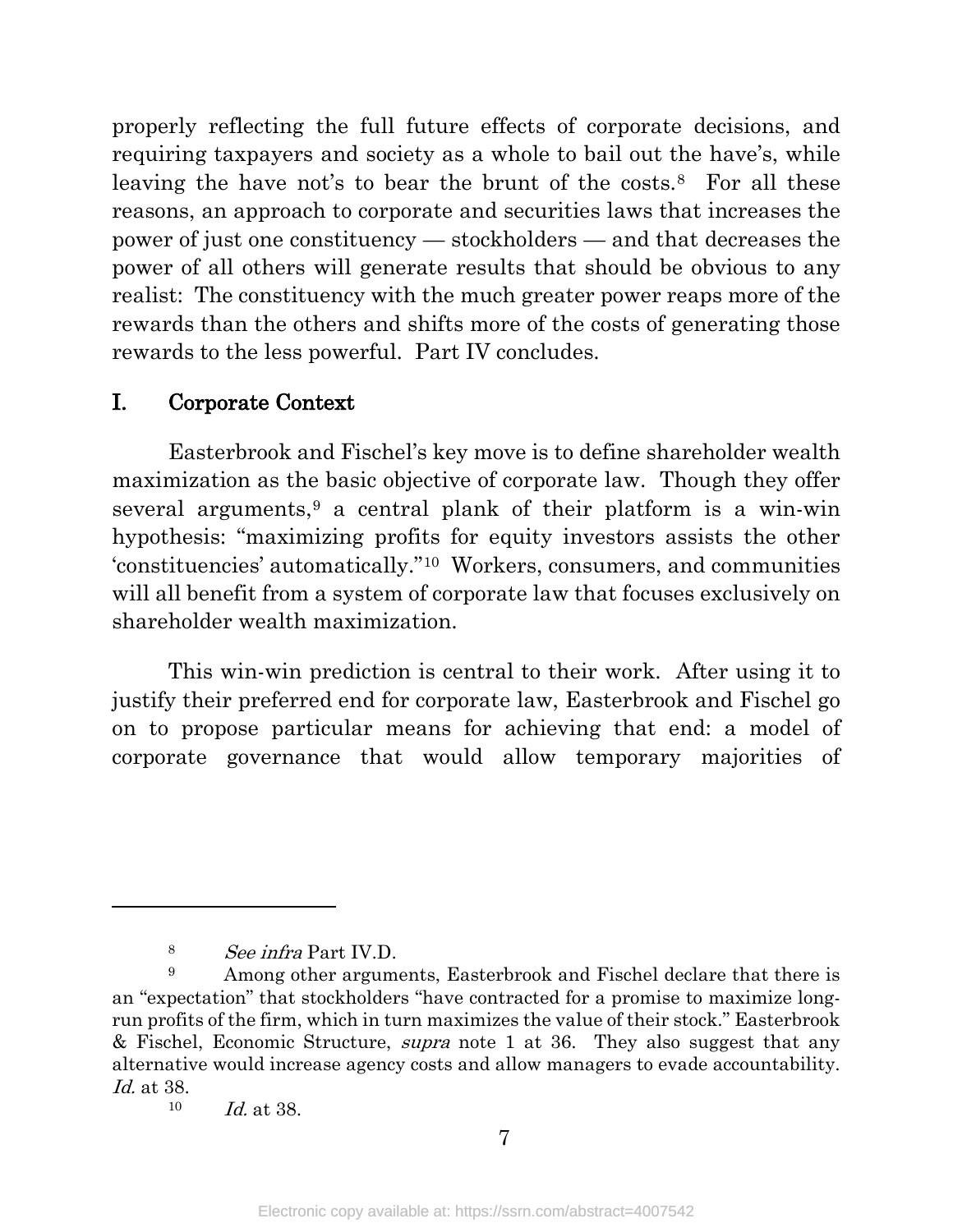properly reflecting the full future effects of corporate decisions, and requiring taxpayers and society as a whole to bail out the have's, while leaving the have not's to bear the brunt of the costs.[8] For all these reasons, an approach to corporate and securities laws that increases the power of just one constituency — stockholders — and that decreases the power of all others will generate results that should be obvious to any realist: The constituency with the much greater power reaps more of the rewards than the others and shifts more of the costs of generating those rewards to the less powerful. Part IV concludes.

## I. Corporate Context

Easterbrook and Fischel's key move is to define shareholder wealth maximization as the basic objective of corporate law. Though they offer several arguments,[9] a central plank of their platform is a win-win hypothesis: "maximizing profits for equity investors assists the other 'constituencies' automatically."[10] Workers, consumers, and communities will all benefit from a system of corporate law that focuses exclusively on shareholder wealth maximization.

This win-win prediction is central to their work. After using it to justify their preferred end for corporate law, Easterbrook and Fischel go on to propose particular means for achieving that end: a model of corporate governance that would allow temporary majorities of

---

[8] *See infra* Part IV.D.

[9] Among other arguments, Easterbrook and Fischel declare that there is an "expectation" that stockholders "have contracted for a promise to maximize long-run profits of the firm, which in turn maximizes the value of their stock." Easterbrook & Fischel, Economic Structure, *supra* note 1 at 36. They also suggest that any alternative would increase agency costs and allow managers to evade accountability. *Id.* at 38.

[10] *Id.* at 38.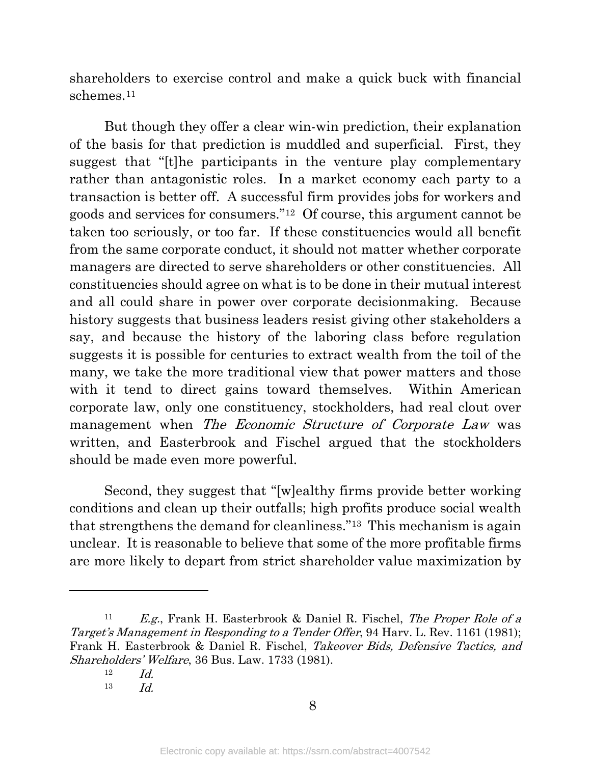shareholders to exercise control and make a quick buck with financial schemes.[11]

But though they offer a clear win-win prediction, their explanation of the basis for that prediction is muddled and superficial. First, they suggest that "[t]he participants in the venture play complementary rather than antagonistic roles. In a market economy each party to a transaction is better off. A successful firm provides jobs for workers and goods and services for consumers."[12] Of course, this argument cannot be taken too seriously, or too far. If these constituencies would all benefit from the same corporate conduct, it should not matter whether corporate managers are directed to serve shareholders or other constituencies. All constituencies should agree on what is to be done in their mutual interest and all could share in power over corporate decisionmaking. Because history suggests that business leaders resist giving other stakeholders a say, and because the history of the laboring class before regulation suggests it is possible for centuries to extract wealth from the toil of the many, we take the more traditional view that power matters and those with it tend to direct gains toward themselves. Within American corporate law, only one constituency, stockholders, had real clout over management when *The Economic Structure of Corporate Law* was written, and Easterbrook and Fischel argued that the stockholders should be made even more powerful.

Second, they suggest that "[w]ealthy firms provide better working conditions and clean up their outfalls; high profits produce social wealth that strengthens the demand for cleanliness."[13] This mechanism is again unclear. It is reasonable to believe that some of the more profitable firms are more likely to depart from strict shareholder value maximization by

---

[11] *E.g.*, Frank H. Easterbrook & Daniel R. Fischel, *The Proper Role of a Target's Management in Responding to a Tender Offer*, 94 Harv. L. Rev. 1161 (1981); Frank H. Easterbrook & Daniel R. Fischel, *Takeover Bids, Defensive Tactics, and Shareholders' Welfare*, 36 Bus. Law. 1733 (1981).

[12] *Id.*

[13] *Id.*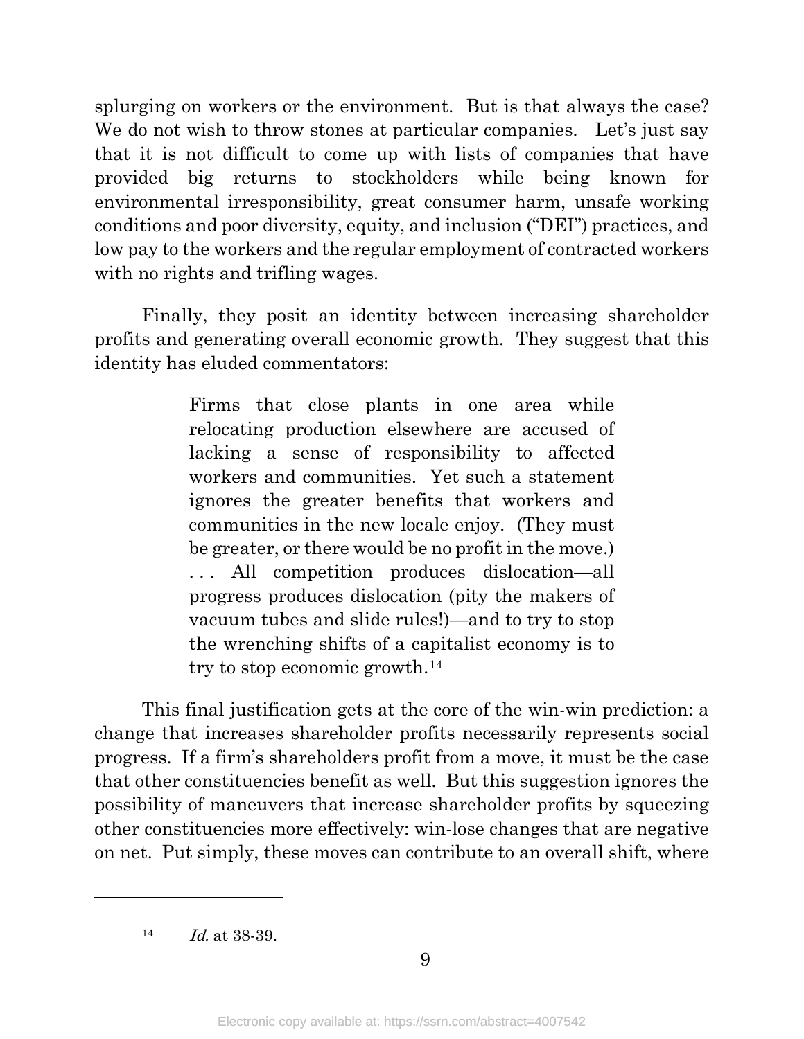splurging on workers or the environment. But is that always the case? We do not wish to throw stones at particular companies. Let's just say that it is not difficult to come up with lists of companies that have provided big returns to stockholders while being known for environmental irresponsibility, great consumer harm, unsafe working conditions and poor diversity, equity, and inclusion ("DEI") practices, and low pay to the workers and the regular employment of contracted workers with no rights and trifling wages.

Finally, they posit an identity between increasing shareholder profits and generating overall economic growth. They suggest that this identity has eluded commentators:

> Firms that close plants in one area while relocating production elsewhere are accused of lacking a sense of responsibility to affected workers and communities. Yet such a statement ignores the greater benefits that workers and communities in the new locale enjoy. (They must be greater, or there would be no profit in the move.) . . . All competition produces dislocation—all progress produces dislocation (pity the makers of vacuum tubes and slide rules!)—and to try to stop the wrenching shifts of a capitalist economy is to try to stop economic growth.[14]

This final justification gets at the core of the win-win prediction: a change that increases shareholder profits necessarily represents social progress. If a firm's shareholders profit from a move, it must be the case that other constituencies benefit as well. But this suggestion ignores the possibility of maneuvers that increase shareholder profits by squeezing other constituencies more effectively: win-lose changes that are negative on net. Put simply, these moves can contribute to an overall shift, where

---

[14] *Id.* at 38-39.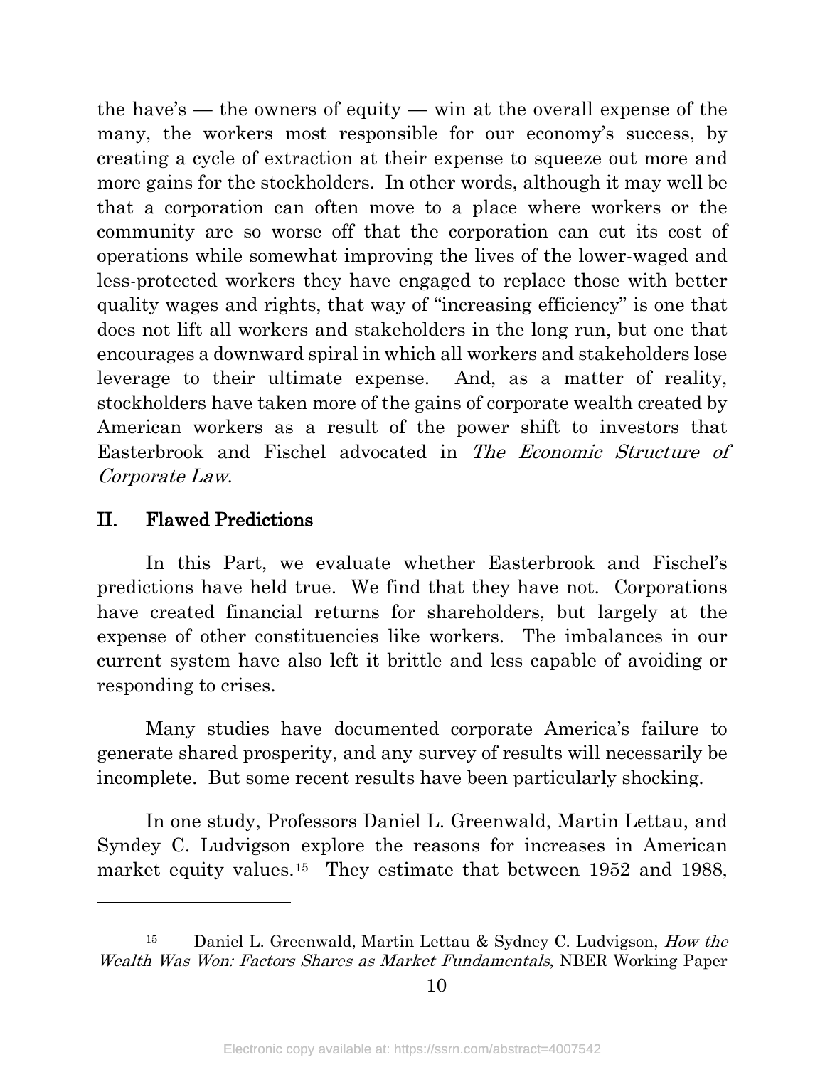the have's — the owners of equity — win at the overall expense of the many, the workers most responsible for our economy's success, by creating a cycle of extraction at their expense to squeeze out more and more gains for the stockholders. In other words, although it may well be that a corporation can often move to a place where workers or the community are so worse off that the corporation can cut its cost of operations while somewhat improving the lives of the lower-waged and less-protected workers they have engaged to replace those with better quality wages and rights, that way of "increasing efficiency" is one that does not lift all workers and stakeholders in the long run, but one that encourages a downward spiral in which all workers and stakeholders lose leverage to their ultimate expense. And, as a matter of reality, stockholders have taken more of the gains of corporate wealth created by American workers as a result of the power shift to investors that Easterbrook and Fischel advocated in *The Economic Structure of Corporate Law*.

## II. Flawed Predictions

In this Part, we evaluate whether Easterbrook and Fischel's predictions have held true. We find that they have not. Corporations have created financial returns for shareholders, but largely at the expense of other constituencies like workers. The imbalances in our current system have also left it brittle and less capable of avoiding or responding to crises.

Many studies have documented corporate America's failure to generate shared prosperity, and any survey of results will necessarily be incomplete. But some recent results have been particularly shocking.

In one study, Professors Daniel L. Greenwald, Martin Lettau, and Syndey C. Ludvigson explore the reasons for increases in American market equity values.[15] They estimate that between 1952 and 1988,

---

[15] Daniel L. Greenwald, Martin Lettau & Sydney C. Ludvigson, *How the Wealth Was Won: Factors Shares as Market Fundamentals*, NBER Working Paper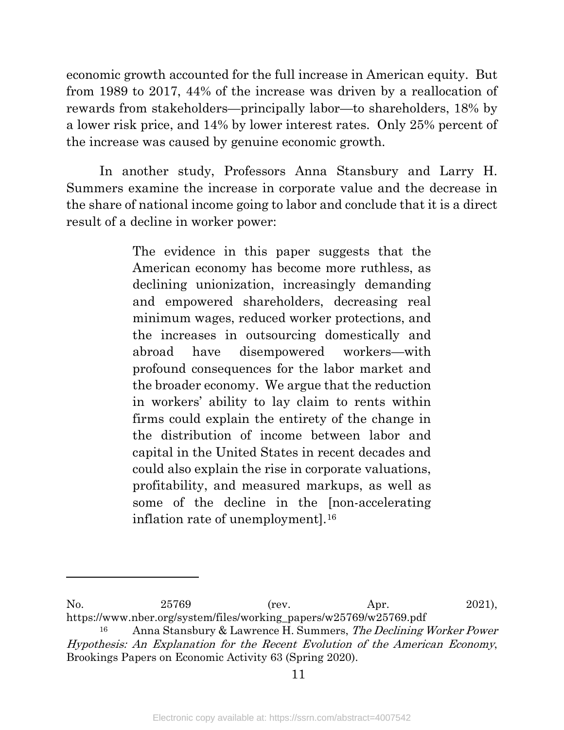economic growth accounted for the full increase in American equity. But from 1989 to 2017, 44% of the increase was driven by a reallocation of rewards from stakeholders—principally labor—to shareholders, 18% by a lower risk price, and 14% by lower interest rates. Only 25% percent of the increase was caused by genuine economic growth.

In another study, Professors Anna Stansbury and Larry H. Summers examine the increase in corporate value and the decrease in the share of national income going to labor and conclude that it is a direct result of a decline in worker power:

> The evidence in this paper suggests that the American economy has become more ruthless, as declining unionization, increasingly demanding and empowered shareholders, decreasing real minimum wages, reduced worker protections, and the increases in outsourcing domestically and abroad have disempowered workers—with profound consequences for the labor market and the broader economy. We argue that the reduction in workers' ability to lay claim to rents within firms could explain the entirety of the change in the distribution of income between labor and capital in the United States in recent decades and could also explain the rise in corporate valuations, profitability, and measured markups, as well as some of the decline in the [non-accelerating inflation rate of unemployment].[16]

---

No. 25769 (rev. Apr. 2021), https://www.nber.org/system/files/working_papers/w25769/w25769.pdf

[16] Anna Stansbury & Lawrence H. Summers, *The Declining Worker Power Hypothesis: An Explanation for the Recent Evolution of the American Economy*, Brookings Papers on Economic Activity 63 (Spring 2020).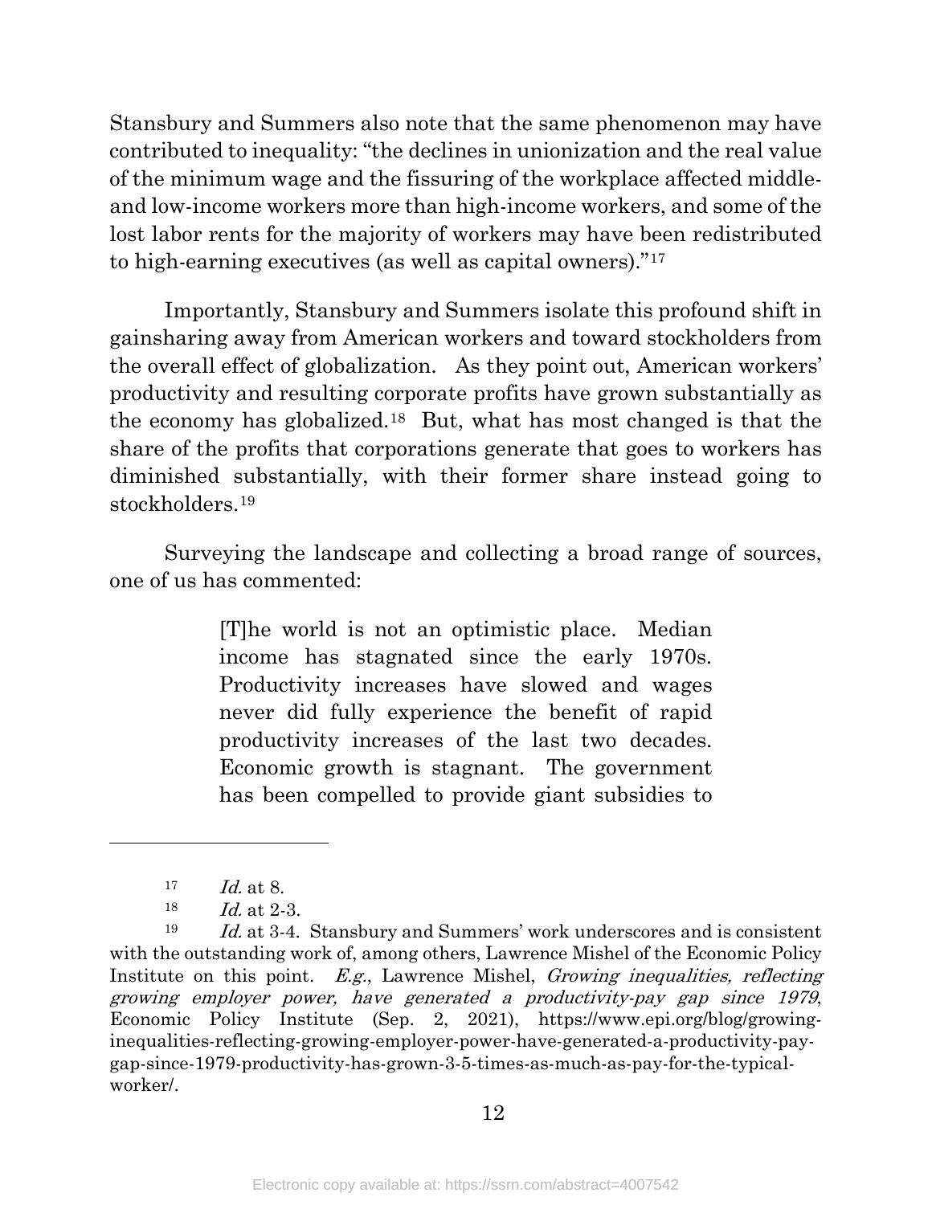Stansbury and Summers also note that the same phenomenon may have contributed to inequality: "the declines in unionization and the real value of the minimum wage and the fissuring of the workplace affected middle- and low-income workers more than high-income workers, and some of the lost labor rents for the majority of workers may have been redistributed to high-earning executives (as well as capital owners)."[17]

Importantly, Stansbury and Summers isolate this profound shift in gainsharing away from American workers and toward stockholders from the overall effect of globalization. As they point out, American workers' productivity and resulting corporate profits have grown substantially as the economy has globalized.[18] But, what has most changed is that the share of the profits that corporations generate that goes to workers has diminished substantially, with their former share instead going to stockholders.[19]

Surveying the landscape and collecting a broad range of sources, one of us has commented:

> [T]he world is not an optimistic place. Median income has stagnated since the early 1970s. Productivity increases have slowed and wages never did fully experience the benefit of rapid productivity increases of the last two decades. Economic growth is stagnant. The government has been compelled to provide giant subsidies to

---

[17] *Id.* at 8.

[18] *Id.* at 2-3.

[19] *Id.* at 3-4. Stansbury and Summers' work underscores and is consistent with the outstanding work of, among others, Lawrence Mishel of the Economic Policy Institute on this point. *E.g.*, Lawrence Mishel, *Growing inequalities, reflecting growing employer power, have generated a productivity-pay gap since 1979*, Economic Policy Institute (Sep. 2, 2021), https://www.epi.org/blog/growing-inequalities-reflecting-growing-employer-power-have-generated-a-productivity-pay-gap-since-1979-productivity-has-grown-3-5-times-as-much-as-pay-for-the-typical-worker/.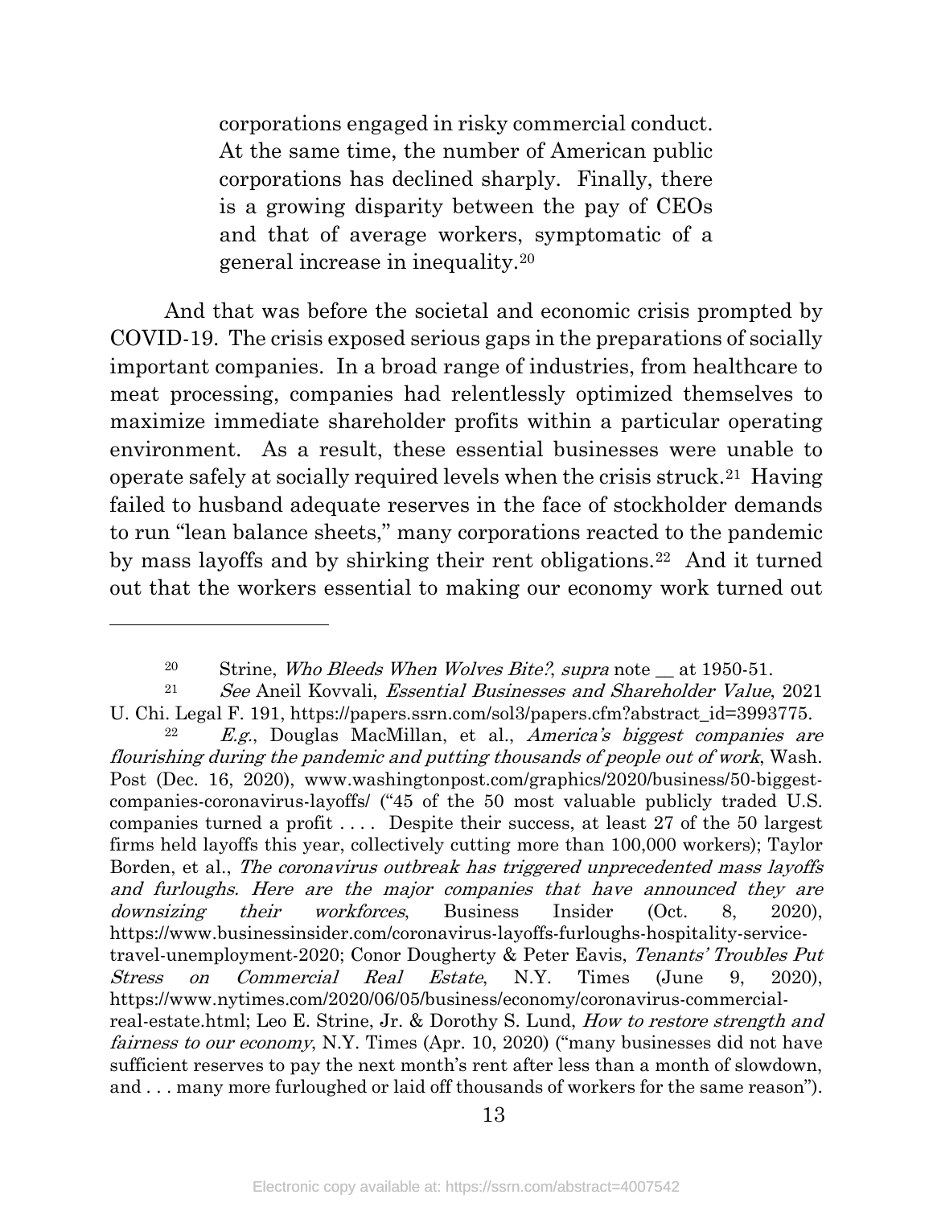> corporations engaged in risky commercial conduct. At the same time, the number of American public corporations has declined sharply. Finally, there is a growing disparity between the pay of CEOs and that of average workers, symptomatic of a general increase in inequality.[20]

And that was before the societal and economic crisis prompted by COVID-19. The crisis exposed serious gaps in the preparations of socially important companies. In a broad range of industries, from healthcare to meat processing, companies had relentlessly optimized themselves to maximize immediate shareholder profits within a particular operating environment. As a result, these essential businesses were unable to operate safely at socially required levels when the crisis struck.[21] Having failed to husband adequate reserves in the face of stockholder demands to run "lean balance sheets," many corporations reacted to the pandemic by mass layoffs and by shirking their rent obligations.[22] And it turned out that the workers essential to making our economy work turned out

---

[20] Strine, *Who Bleeds When Wolves Bite?*, *supra* note __ at 1950-51.

[21] *See* Aneil Kovvali, *Essential Businesses and Shareholder Value*, 2021 U. Chi. Legal F. 191, https://papers.ssrn.com/sol3/papers.cfm?abstract_id=3993775.

[22] *E.g.*, Douglas MacMillan, et al., *America's biggest companies are flourishing during the pandemic and putting thousands of people out of work*, Wash. Post (Dec. 16, 2020), www.washingtonpost.com/graphics/2020/business/50-biggest-companies-coronavirus-layoffs/ ("45 of the 50 most valuable publicly traded U.S. companies turned a profit . . . . Despite their success, at least 27 of the 50 largest firms held layoffs this year, collectively cutting more than 100,000 workers); Taylor Borden, et al., *The coronavirus outbreak has triggered unprecedented mass layoffs and furloughs. Here are the major companies that have announced they are downsizing their workforces*, Business Insider (Oct. 8, 2020), https://www.businessinsider.com/coronavirus-layoffs-furloughs-hospitality-service-travel-unemployment-2020; Conor Dougherty & Peter Eavis, *Tenants' Troubles Put Stress on Commercial Real Estate*, N.Y. Times (June 9, 2020), https://www.nytimes.com/2020/06/05/business/economy/coronavirus-commercial-real-estate.html; Leo E. Strine, Jr. & Dorothy S. Lund, *How to restore strength and fairness to our economy*, N.Y. Times (Apr. 10, 2020) ("many businesses did not have sufficient reserves to pay the next month's rent after less than a month of slowdown, and . . . many more furloughed or laid off thousands of workers for the same reason").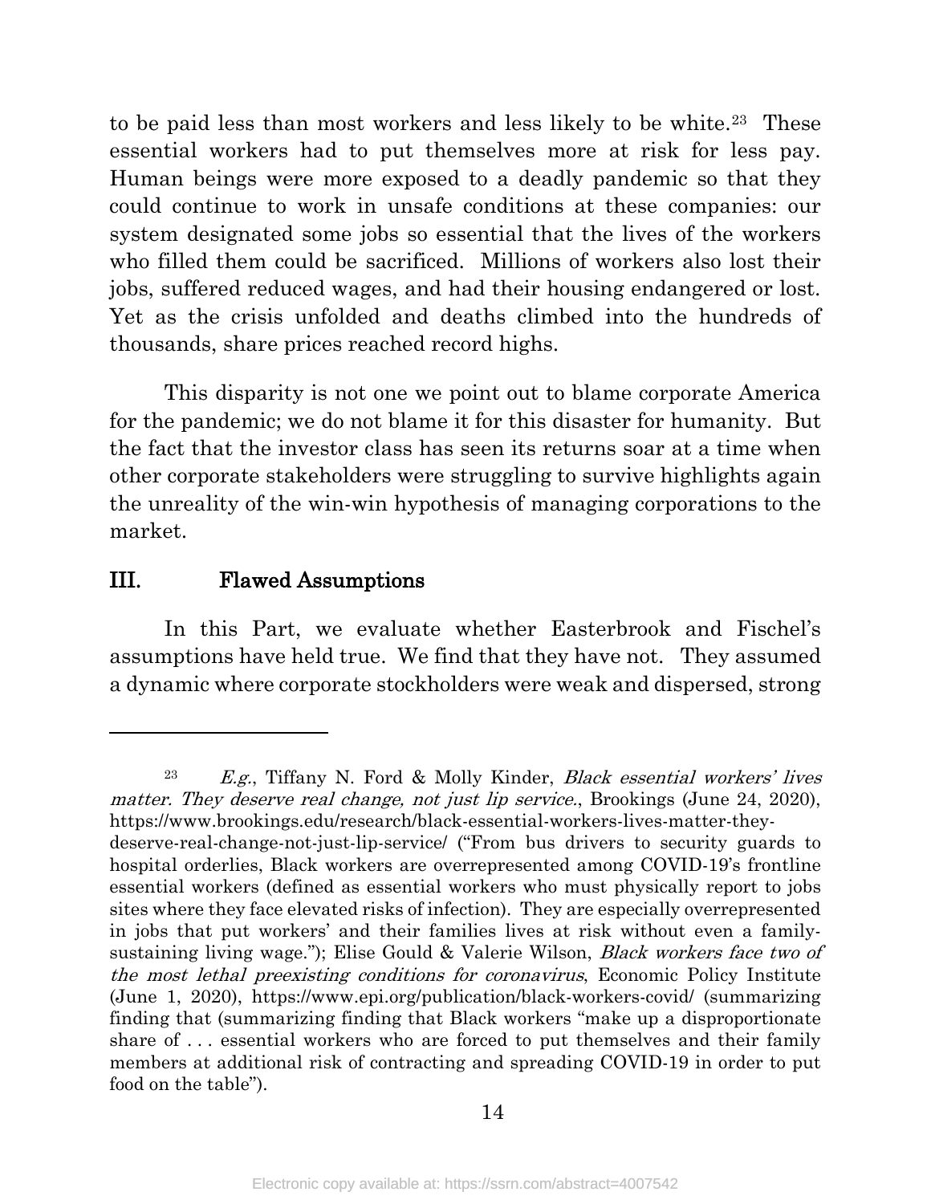to be paid less than most workers and less likely to be white.[23] These essential workers had to put themselves more at risk for less pay. Human beings were more exposed to a deadly pandemic so that they could continue to work in unsafe conditions at these companies: our system designated some jobs so essential that the lives of the workers who filled them could be sacrificed. Millions of workers also lost their jobs, suffered reduced wages, and had their housing endangered or lost. Yet as the crisis unfolded and deaths climbed into the hundreds of thousands, share prices reached record highs.

This disparity is not one we point out to blame corporate America for the pandemic; we do not blame it for this disaster for humanity. But the fact that the investor class has seen its returns soar at a time when other corporate stakeholders were struggling to survive highlights again the unreality of the win-win hypothesis of managing corporations to the market.

## III. Flawed Assumptions

In this Part, we evaluate whether Easterbrook and Fischel's assumptions have held true. We find that they have not. They assumed a dynamic where corporate stockholders were weak and dispersed, strong

---

[23] *E.g.*, Tiffany N. Ford & Molly Kinder, *Black essential workers' lives matter. They deserve real change, not just lip service.*, Brookings (June 24, 2020), https://www.brookings.edu/research/black-essential-workers-lives-matter-they-deserve-real-change-not-just-lip-service/ ("From bus drivers to security guards to hospital orderlies, Black workers are overrepresented among COVID-19's frontline essential workers (defined as essential workers who must physically report to jobs sites where they face elevated risks of infection). They are especially overrepresented in jobs that put workers' and their families lives at risk without even a family-sustaining living wage."); Elise Gould & Valerie Wilson, *Black workers face two of the most lethal preexisting conditions for coronavirus*, Economic Policy Institute (June 1, 2020), https://www.epi.org/publication/black-workers-covid/ (summarizing finding that (summarizing finding that Black workers "make up a disproportionate share of . . . essential workers who are forced to put themselves and their family members at additional risk of contracting and spreading COVID-19 in order to put food on the table").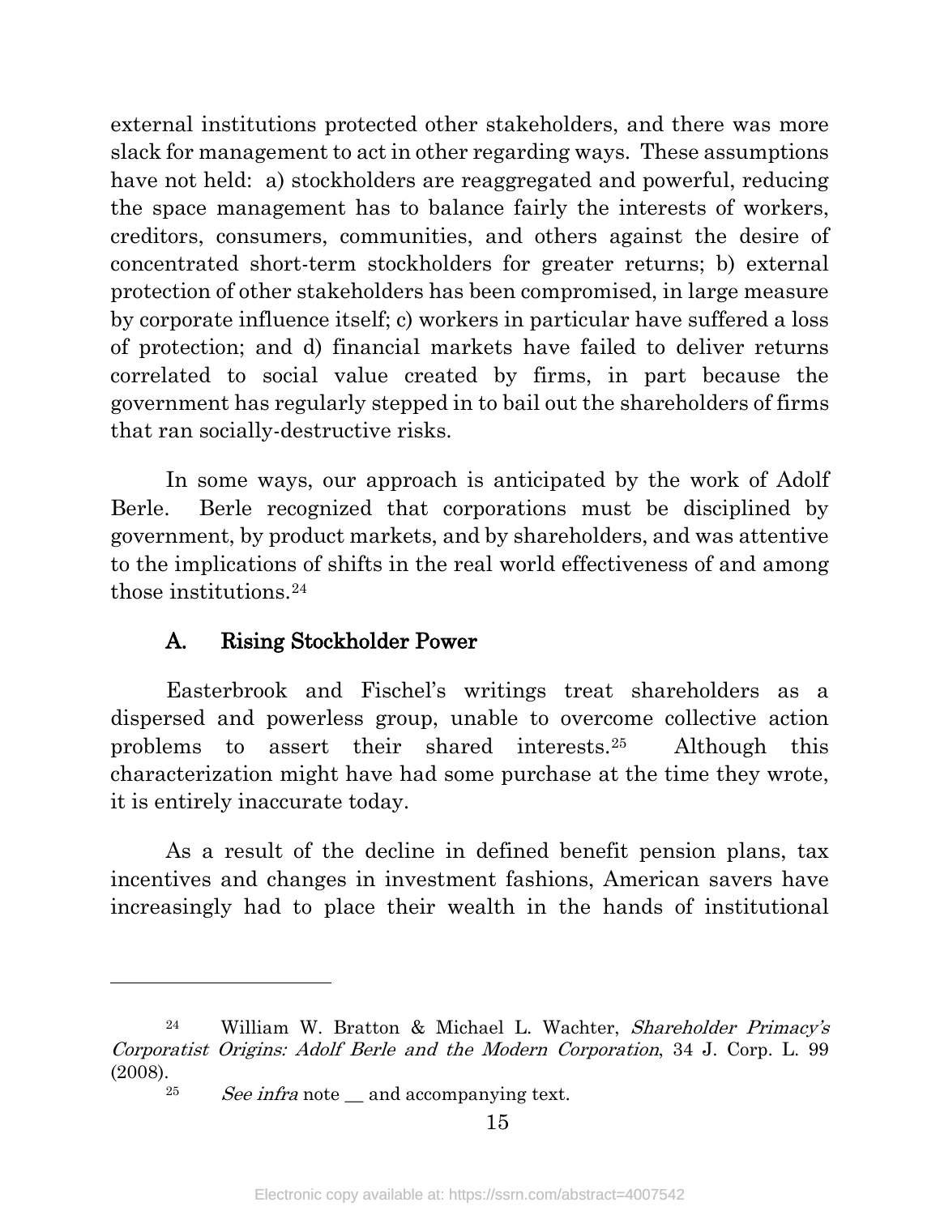external institutions protected other stakeholders, and there was more slack for management to act in other regarding ways. These assumptions have not held: a) stockholders are reaggregated and powerful, reducing the space management has to balance fairly the interests of workers, creditors, consumers, communities, and others against the desire of concentrated short-term stockholders for greater returns; b) external protection of other stakeholders has been compromised, in large measure by corporate influence itself; c) workers in particular have suffered a loss of protection; and d) financial markets have failed to deliver returns correlated to social value created by firms, in part because the government has regularly stepped in to bail out the shareholders of firms that ran socially-destructive risks.

In some ways, our approach is anticipated by the work of Adolf Berle. Berle recognized that corporations must be disciplined by government, by product markets, and by shareholders, and was attentive to the implications of shifts in the real world effectiveness of and among those institutions.[24]

### A. Rising Stockholder Power

Easterbrook and Fischel's writings treat shareholders as a dispersed and powerless group, unable to overcome collective action problems to assert their shared interests.[25] Although this characterization might have had some purchase at the time they wrote, it is entirely inaccurate today.

As a result of the decline in defined benefit pension plans, tax incentives and changes in investment fashions, American savers have increasingly had to place their wealth in the hands of institutional

---

[24] William W. Bratton & Michael L. Wachter, *Shareholder Primacy's Corporatist Origins: Adolf Berle and the Modern Corporation*, 34 J. Corp. L. 99 (2008).

[25] *See infra* note __ and accompanying text.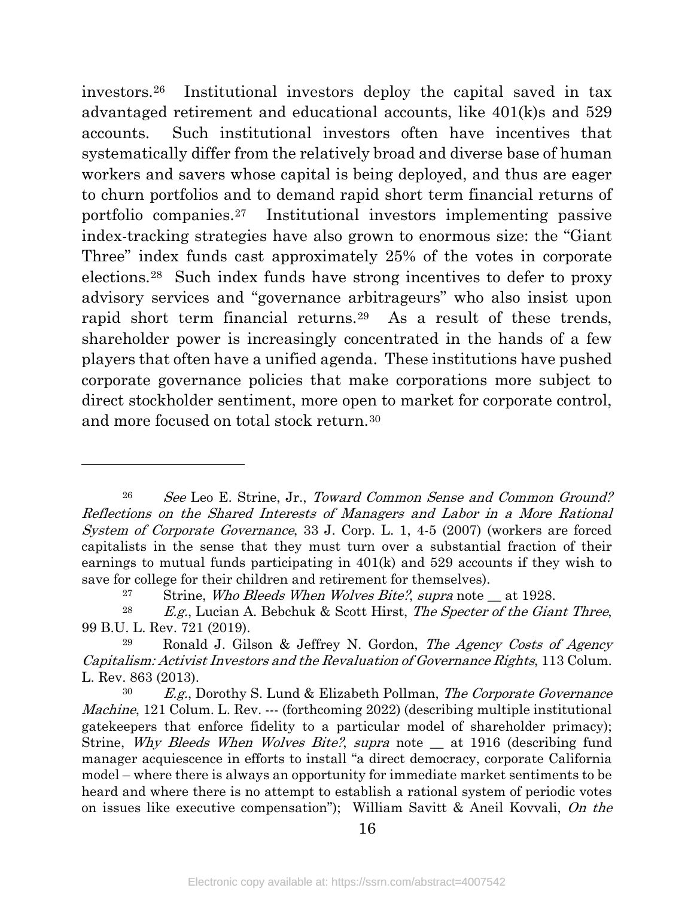investors.[26] Institutional investors deploy the capital saved in tax advantaged retirement and educational accounts, like 401(k)s and 529 accounts. Such institutional investors often have incentives that systematically differ from the relatively broad and diverse base of human workers and savers whose capital is being deployed, and thus are eager to churn portfolios and to demand rapid short term financial returns of portfolio companies.[27] Institutional investors implementing passive index-tracking strategies have also grown to enormous size: the "Giant Three" index funds cast approximately 25% of the votes in corporate elections.[28] Such index funds have strong incentives to defer to proxy advisory services and "governance arbitrageurs" who also insist upon rapid short term financial returns.[29] As a result of these trends, shareholder power is increasingly concentrated in the hands of a few players that often have a unified agenda. These institutions have pushed corporate governance policies that make corporations more subject to direct stockholder sentiment, more open to market for corporate control, and more focused on total stock return.[30]

---

[26] *See* Leo E. Strine, Jr., *Toward Common Sense and Common Ground? Reflections on the Shared Interests of Managers and Labor in a More Rational System of Corporate Governance*, 33 J. Corp. L. 1, 4-5 (2007) (workers are forced capitalists in the sense that they must turn over a substantial fraction of their earnings to mutual funds participating in 401(k) and 529 accounts if they wish to save for college for their children and retirement for themselves).

[27] Strine, *Who Bleeds When Wolves Bite?*, *supra* note __ at 1928.

[28] *E.g.*, Lucian A. Bebchuk & Scott Hirst, *The Specter of the Giant Three*, 99 B.U. L. Rev. 721 (2019).

[29] Ronald J. Gilson & Jeffrey N. Gordon, *The Agency Costs of Agency Capitalism: Activist Investors and the Revaluation of Governance Rights*, 113 Colum. L. Rev. 863 (2013).

[30] *E.g.*, Dorothy S. Lund & Elizabeth Pollman, *The Corporate Governance Machine*, 121 Colum. L. Rev. --- (forthcoming 2022) (describing multiple institutional gatekeepers that enforce fidelity to a particular model of shareholder primacy); Strine, *Why Bleeds When Wolves Bite?*, *supra* note __ at 1916 (describing fund manager acquiescence in efforts to install "a direct democracy, corporate California model – where there is always an opportunity for immediate market sentiments to be heard and where there is no attempt to establish a rational system of periodic votes on issues like executive compensation"); William Savitt & Aneil Kovvali, *On the*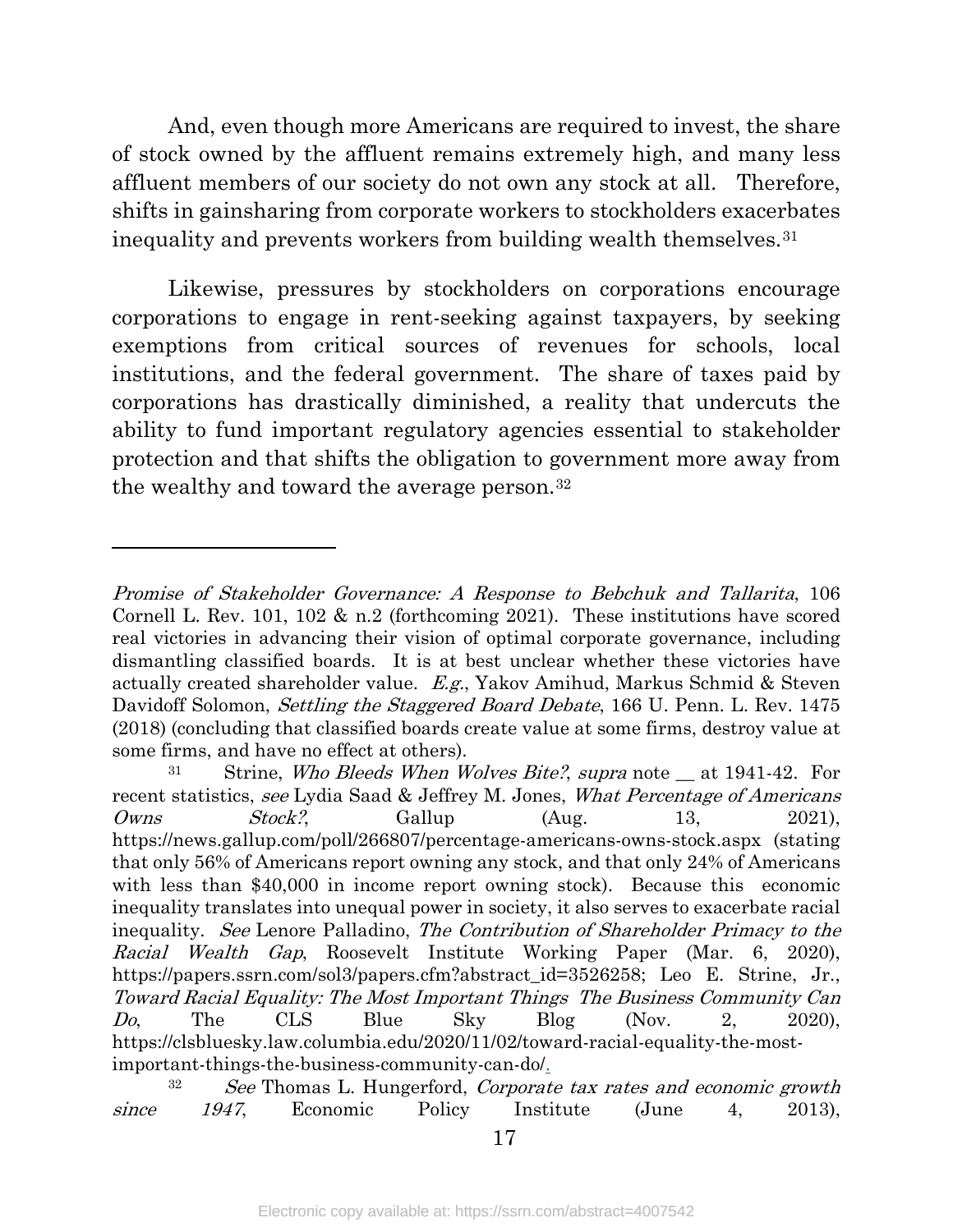And, even though more Americans are required to invest, the share of stock owned by the affluent remains extremely high, and many less affluent members of our society do not own any stock at all. Therefore, shifts in gainsharing from corporate workers to stockholders exacerbates inequality and prevents workers from building wealth themselves.[31]

Likewise, pressures by stockholders on corporations encourage corporations to engage in rent-seeking against taxpayers, by seeking exemptions from critical sources of revenues for schools, local institutions, and the federal government. The share of taxes paid by corporations has drastically diminished, a reality that undercuts the ability to fund important regulatory agencies essential to stakeholder protection and that shifts the obligation to government more away from the wealthy and toward the average person.[32]

---

*Promise of Stakeholder Governance: A Response to Bebchuk and Tallarita*, 106 Cornell L. Rev. 101, 102 & n.2 (forthcoming 2021). These institutions have scored real victories in advancing their vision of optimal corporate governance, including dismantling classified boards. It is at best unclear whether these victories have actually created shareholder value. *E.g.*, Yakov Amihud, Markus Schmid & Steven Davidoff Solomon, *Settling the Staggered Board Debate*, 166 U. Penn. L. Rev. 1475 (2018) (concluding that classified boards create value at some firms, destroy value at some firms, and have no effect at others).

[31] Strine, *Who Bleeds When Wolves Bite?*, *supra* note __ at 1941-42. For recent statistics, *see* Lydia Saad & Jeffrey M. Jones, *What Percentage of Americans Owns Stock?*, Gallup (Aug. 13, 2021), https://news.gallup.com/poll/266807/percentage-americans-owns-stock.aspx (stating that only 56% of Americans report owning any stock, and that only 24% of Americans with less than $40,000 in income report owning stock). Because this economic inequality translates into unequal power in society, it also serves to exacerbate racial inequality. *See* Lenore Palladino, *The Contribution of Shareholder Primacy to the Racial Wealth Gap*, Roosevelt Institute Working Paper (Mar. 6, 2020), https://papers.ssrn.com/sol3/papers.cfm?abstract_id=3526258; Leo E. Strine, Jr., *Toward Racial Equality: The Most Important Things The Business Community Can Do*, The CLS Blue Sky Blog (Nov. 2, 2020), https://clsbluesky.law.columbia.edu/2020/11/02/toward-racial-equality-the-most-important-things-the-business-community-can-do/.

[32] *See* Thomas L. Hungerford, *Corporate tax rates and economic growth since 1947*, Economic Policy Institute (June 4, 2013),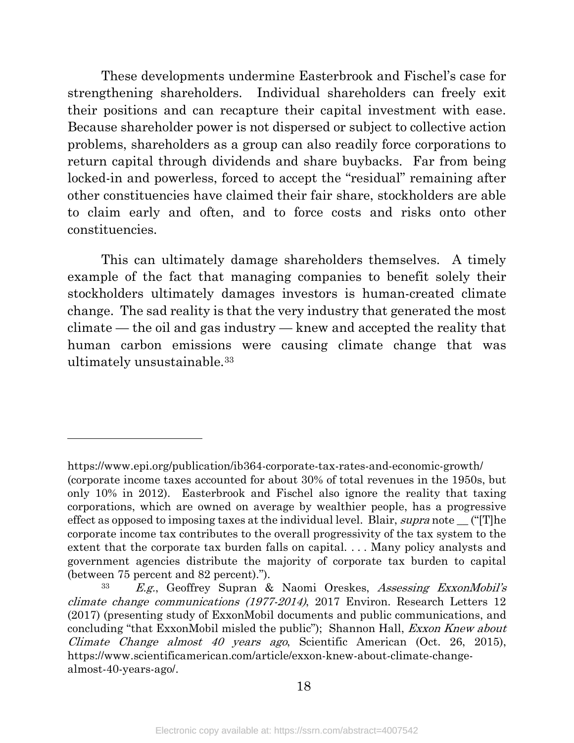These developments undermine Easterbrook and Fischel's case for strengthening shareholders. Individual shareholders can freely exit their positions and can recapture their capital investment with ease. Because shareholder power is not dispersed or subject to collective action problems, shareholders as a group can also readily force corporations to return capital through dividends and share buybacks. Far from being locked-in and powerless, forced to accept the "residual" remaining after other constituencies have claimed their fair share, stockholders are able to claim early and often, and to force costs and risks onto other constituencies.

This can ultimately damage shareholders themselves. A timely example of the fact that managing companies to benefit solely their stockholders ultimately damages investors is human-created climate change. The sad reality is that the very industry that generated the most climate — the oil and gas industry — knew and accepted the reality that human carbon emissions were causing climate change that was ultimately unsustainable.[33]

---

https://www.epi.org/publication/ib364-corporate-tax-rates-and-economic-growth/ (corporate income taxes accounted for about 30% of total revenues in the 1950s, but only 10% in 2012). Easterbrook and Fischel also ignore the reality that taxing corporations, which are owned on average by wealthier people, has a progressive effect as opposed to imposing taxes at the individual level. Blair, *supra* note __ ("[T]he corporate income tax contributes to the overall progressivity of the tax system to the extent that the corporate tax burden falls on capital. . . . Many policy analysts and government agencies distribute the majority of corporate tax burden to capital (between 75 percent and 82 percent).").

[33] *E.g.*, Geoffrey Supran & Naomi Oreskes, *Assessing ExxonMobil's climate change communications (1977-2014)*, 2017 Environ. Research Letters 12 (2017) (presenting study of ExxonMobil documents and public communications, and concluding "that ExxonMobil misled the public"); Shannon Hall, *Exxon Knew about Climate Change almost 40 years ago*, Scientific American (Oct. 26, 2015), https://www.scientificamerican.com/article/exxon-knew-about-climate-change-almost-40-years-ago/.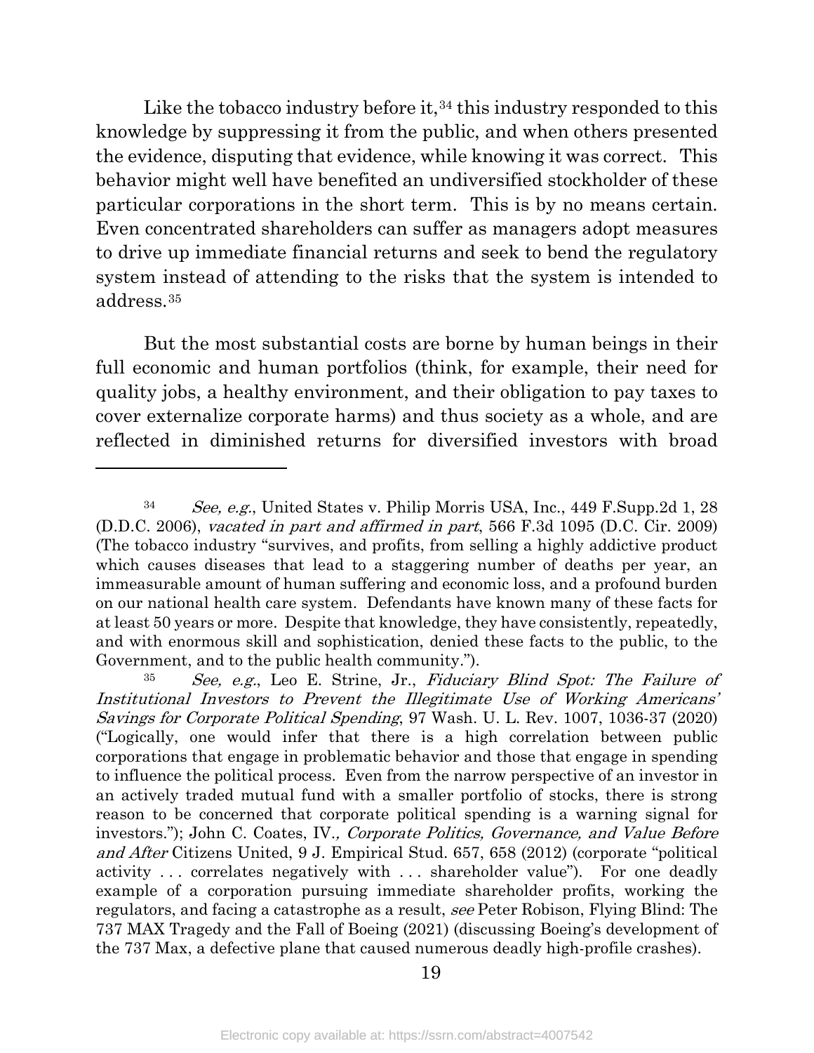Like the tobacco industry before it,[34] this industry responded to this knowledge by suppressing it from the public, and when others presented the evidence, disputing that evidence, while knowing it was correct. This behavior might well have benefited an undiversified stockholder of these particular corporations in the short term. This is by no means certain. Even concentrated shareholders can suffer as managers adopt measures to drive up immediate financial returns and seek to bend the regulatory system instead of attending to the risks that the system is intended to address.[35]

But the most substantial costs are borne by human beings in their full economic and human portfolios (think, for example, their need for quality jobs, a healthy environment, and their obligation to pay taxes to cover externalize corporate harms) and thus society as a whole, and are reflected in diminished returns for diversified investors with broad

---

[34] *See, e.g.*, United States v. Philip Morris USA, Inc., 449 F.Supp.2d 1, 28 (D.D.C. 2006), *vacated in part and affirmed in part*, 566 F.3d 1095 (D.C. Cir. 2009) (The tobacco industry "survives, and profits, from selling a highly addictive product which causes diseases that lead to a staggering number of deaths per year, an immeasurable amount of human suffering and economic loss, and a profound burden on our national health care system. Defendants have known many of these facts for at least 50 years or more. Despite that knowledge, they have consistently, repeatedly, and with enormous skill and sophistication, denied these facts to the public, to the Government, and to the public health community.").

[35] *See, e.g.*, Leo E. Strine, Jr., *Fiduciary Blind Spot: The Failure of Institutional Investors to Prevent the Illegitimate Use of Working Americans' Savings for Corporate Political Spending*, 97 Wash. U. L. Rev. 1007, 1036-37 (2020) ("Logically, one would infer that there is a high correlation between public corporations that engage in problematic behavior and those that engage in spending to influence the political process. Even from the narrow perspective of an investor in an actively traded mutual fund with a smaller portfolio of stocks, there is strong reason to be concerned that corporate political spending is a warning signal for investors."); John C. Coates, IV., *Corporate Politics, Governance, and Value Before and After* Citizens United, 9 J. Empirical Stud. 657, 658 (2012) (corporate "political activity . . . correlates negatively with . . . shareholder value"). For one deadly example of a corporation pursuing immediate shareholder profits, working the regulators, and facing a catastrophe as a result, *see* Peter Robison, Flying Blind: The 737 MAX Tragedy and the Fall of Boeing (2021) (discussing Boeing's development of the 737 Max, a defective plane that caused numerous deadly high-profile crashes).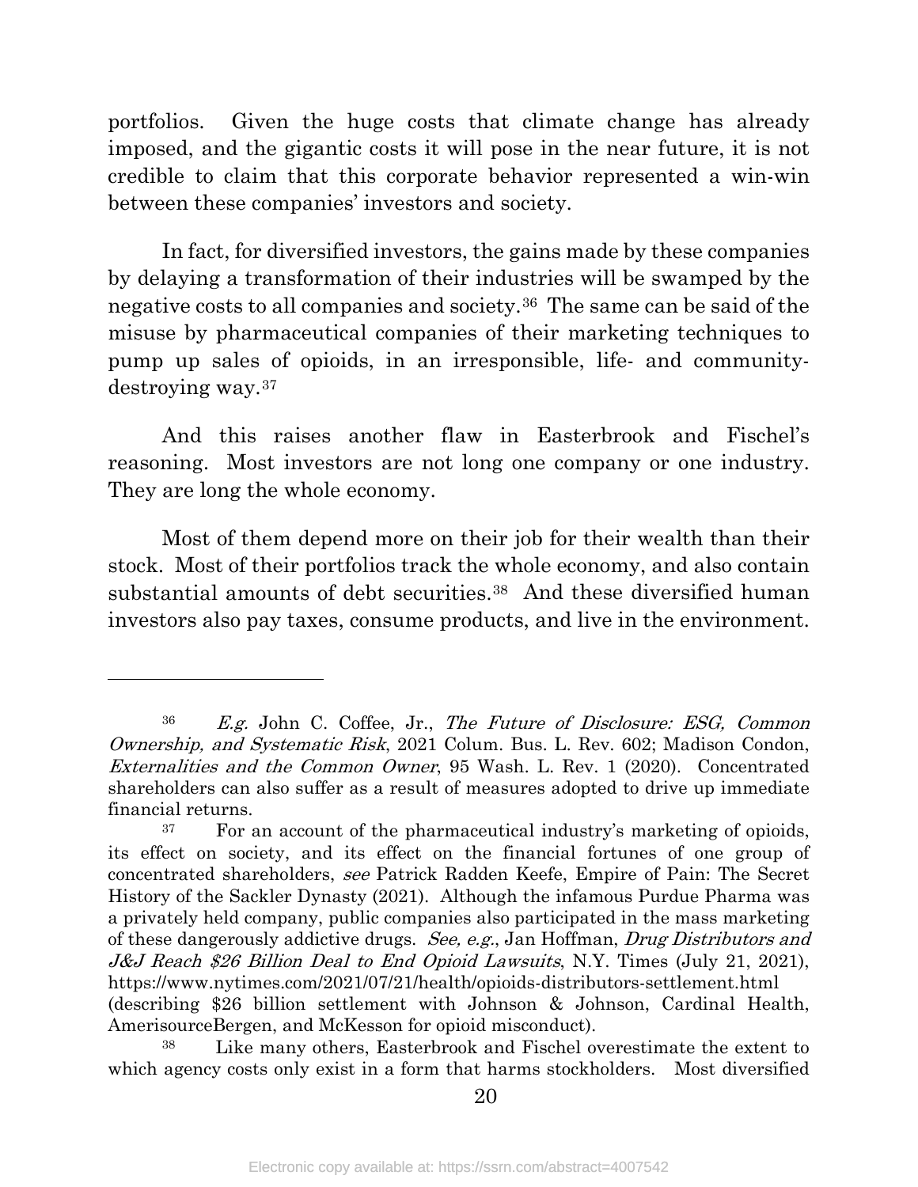portfolios. Given the huge costs that climate change has already imposed, and the gigantic costs it will pose in the near future, it is not credible to claim that this corporate behavior represented a win-win between these companies' investors and society.

In fact, for diversified investors, the gains made by these companies by delaying a transformation of their industries will be swamped by the negative costs to all companies and society.[36] The same can be said of the misuse by pharmaceutical companies of their marketing techniques to pump up sales of opioids, in an irresponsible, life- and community-destroying way.[37]

And this raises another flaw in Easterbrook and Fischel's reasoning. Most investors are not long one company or one industry. They are long the whole economy.

Most of them depend more on their job for their wealth than their stock. Most of their portfolios track the whole economy, and also contain substantial amounts of debt securities.[38] And these diversified human investors also pay taxes, consume products, and live in the environment.

---

[36] *E.g.* John C. Coffee, Jr., *The Future of Disclosure: ESG, Common Ownership, and Systematic Risk*, 2021 Colum. Bus. L. Rev. 602; Madison Condon, *Externalities and the Common Owner*, 95 Wash. L. Rev. 1 (2020). Concentrated shareholders can also suffer as a result of measures adopted to drive up immediate financial returns.

[37] For an account of the pharmaceutical industry's marketing of opioids, its effect on society, and its effect on the financial fortunes of one group of concentrated shareholders, *see* Patrick Radden Keefe, Empire of Pain: The Secret History of the Sackler Dynasty (2021). Although the infamous Purdue Pharma was a privately held company, public companies also participated in the mass marketing of these dangerously addictive drugs. *See, e.g.*, Jan Hoffman, *Drug Distributors and J&J Reach $26 Billion Deal to End Opioid Lawsuits*, N.Y. Times (July 21, 2021), https://www.nytimes.com/2021/07/21/health/opioids-distributors-settlement.html (describing $26 billion settlement with Johnson & Johnson, Cardinal Health, AmerisourceBergen, and McKesson for opioid misconduct).

[38] Like many others, Easterbrook and Fischel overestimate the extent to which agency costs only exist in a form that harms stockholders. Most diversified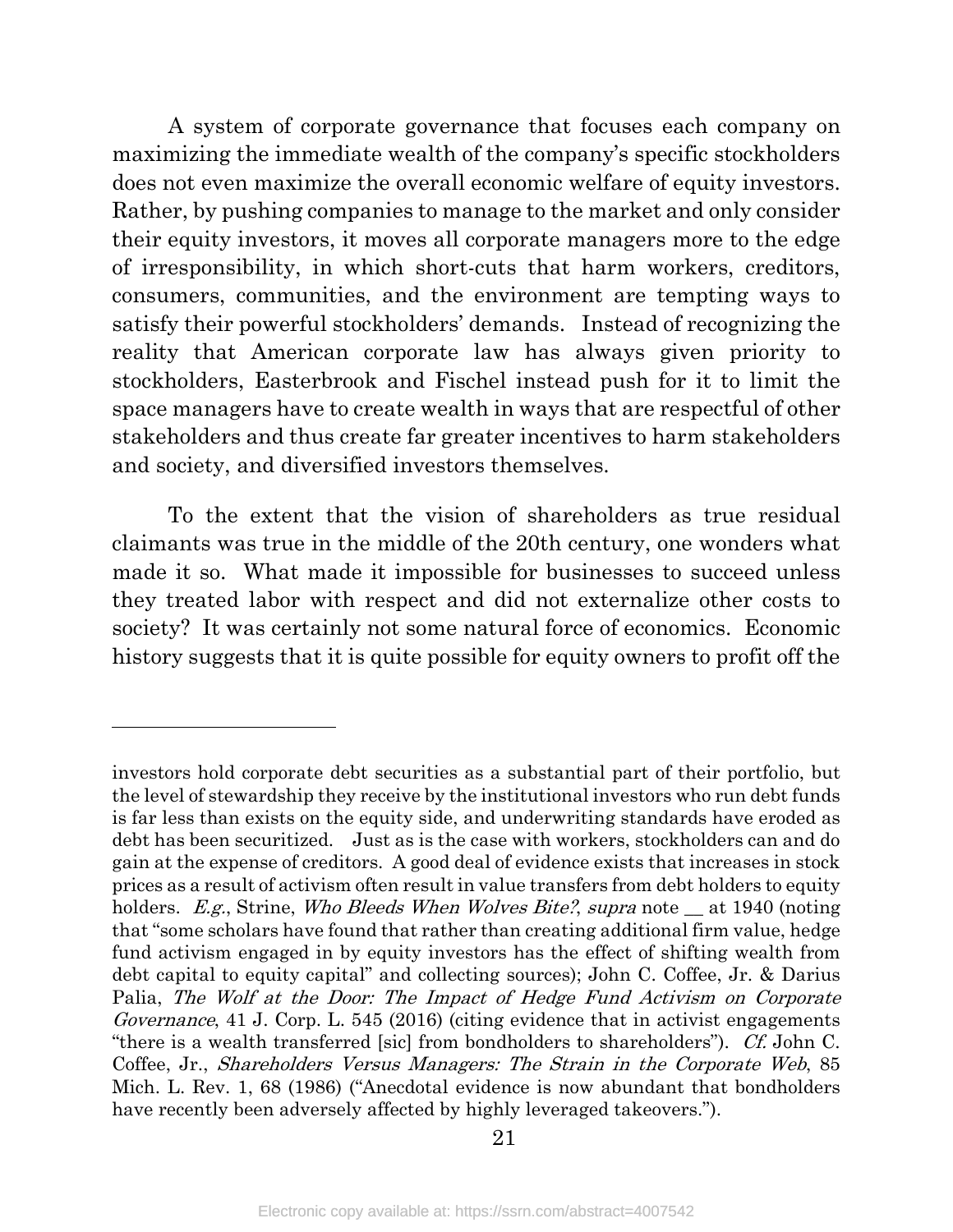A system of corporate governance that focuses each company on maximizing the immediate wealth of the company's specific stockholders does not even maximize the overall economic welfare of equity investors. Rather, by pushing companies to manage to the market and only consider their equity investors, it moves all corporate managers more to the edge of irresponsibility, in which short-cuts that harm workers, creditors, consumers, communities, and the environment are tempting ways to satisfy their powerful stockholders' demands. Instead of recognizing the reality that American corporate law has always given priority to stockholders, Easterbrook and Fischel instead push for it to limit the space managers have to create wealth in ways that are respectful of other stakeholders and thus create far greater incentives to harm stakeholders and society, and diversified investors themselves.

To the extent that the vision of shareholders as true residual claimants was true in the middle of the 20th century, one wonders what made it so. What made it impossible for businesses to succeed unless they treated labor with respect and did not externalize other costs to society? It was certainly not some natural force of economics. Economic history suggests that it is quite possible for equity owners to profit off the

---

investors hold corporate debt securities as a substantial part of their portfolio, but the level of stewardship they receive by the institutional investors who run debt funds is far less than exists on the equity side, and underwriting standards have eroded as debt has been securitized. Just as is the case with workers, stockholders can and do gain at the expense of creditors. A good deal of evidence exists that increases in stock prices as a result of activism often result in value transfers from debt holders to equity holders. *E.g.*, Strine, *Who Bleeds When Wolves Bite?*, *supra* note __ at 1940 (noting that "some scholars have found that rather than creating additional firm value, hedge fund activism engaged in by equity investors has the effect of shifting wealth from debt capital to equity capital" and collecting sources); John C. Coffee, Jr. & Darius Palia, *The Wolf at the Door: The Impact of Hedge Fund Activism on Corporate Governance*, 41 J. Corp. L. 545 (2016) (citing evidence that in activist engagements "there is a wealth transferred [sic] from bondholders to shareholders"). *Cf.* John C. Coffee, Jr., *Shareholders Versus Managers: The Strain in the Corporate Web*, 85 Mich. L. Rev. 1, 68 (1986) ("Anecdotal evidence is now abundant that bondholders have recently been adversely affected by highly leveraged takeovers.").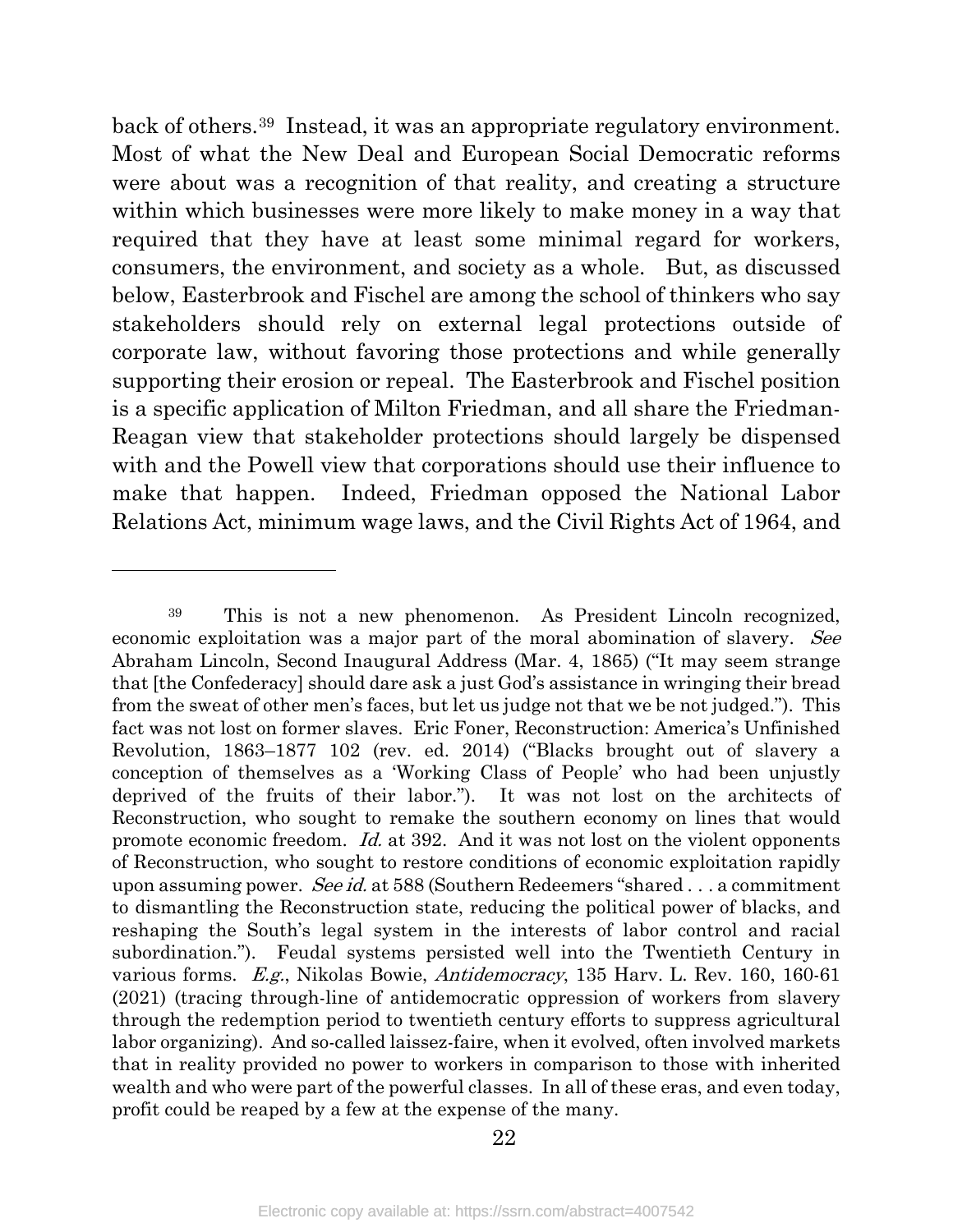back of others.[39] Instead, it was an appropriate regulatory environment. Most of what the New Deal and European Social Democratic reforms were about was a recognition of that reality, and creating a structure within which businesses were more likely to make money in a way that required that they have at least some minimal regard for workers, consumers, the environment, and society as a whole. But, as discussed below, Easterbrook and Fischel are among the school of thinkers who say stakeholders should rely on external legal protections outside of corporate law, without favoring those protections and while generally supporting their erosion or repeal. The Easterbrook and Fischel position is a specific application of Milton Friedman, and all share the Friedman-Reagan view that stakeholder protections should largely be dispensed with and the Powell view that corporations should use their influence to make that happen. Indeed, Friedman opposed the National Labor Relations Act, minimum wage laws, and the Civil Rights Act of 1964, and

---

[39] This is not a new phenomenon. As President Lincoln recognized, economic exploitation was a major part of the moral abomination of slavery. *See* Abraham Lincoln, Second Inaugural Address (Mar. 4, 1865) ("It may seem strange that [the Confederacy] should dare ask a just God's assistance in wringing their bread from the sweat of other men's faces, but let us judge not that we be not judged."). This fact was not lost on former slaves. Eric Foner, Reconstruction: America's Unfinished Revolution, 1863–1877 102 (rev. ed. 2014) ("Blacks brought out of slavery a conception of themselves as a 'Working Class of People' who had been unjustly deprived of the fruits of their labor."). It was not lost on the architects of Reconstruction, who sought to remake the southern economy on lines that would promote economic freedom. *Id.* at 392. And it was not lost on the violent opponents of Reconstruction, who sought to restore conditions of economic exploitation rapidly upon assuming power. *See id.* at 588 (Southern Redeemers "shared . . . a commitment to dismantling the Reconstruction state, reducing the political power of blacks, and reshaping the South's legal system in the interests of labor control and racial subordination."). Feudal systems persisted well into the Twentieth Century in various forms. *E.g.*, Nikolas Bowie, *Antidemocracy*, 135 Harv. L. Rev. 160, 160-61 (2021) (tracing through-line of antidemocratic oppression of workers from slavery through the redemption period to twentieth century efforts to suppress agricultural labor organizing). And so-called laissez-faire, when it evolved, often involved markets that in reality provided no power to workers in comparison to those with inherited wealth and who were part of the powerful classes. In all of these eras, and even today, profit could be reaped by a few at the expense of the many.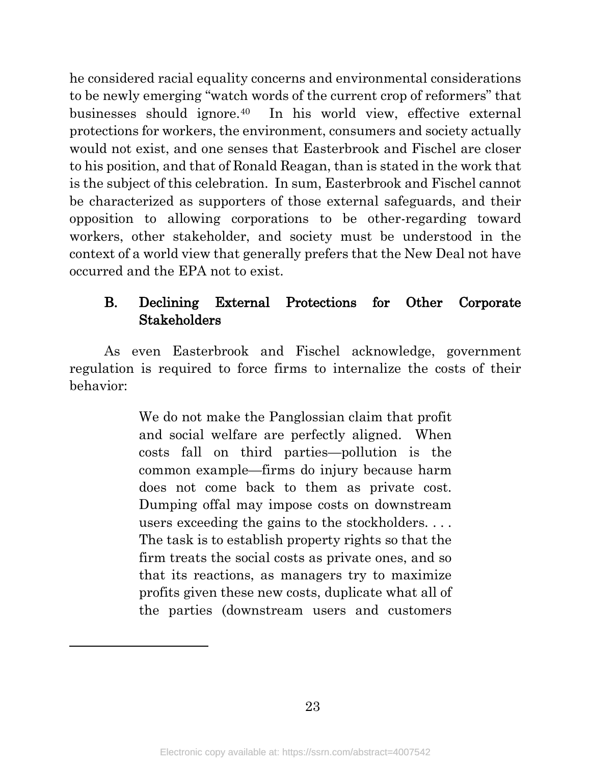he considered racial equality concerns and environmental considerations to be newly emerging "watch words of the current crop of reformers" that businesses should ignore.[40] In his world view, effective external protections for workers, the environment, consumers and society actually would not exist, and one senses that Easterbrook and Fischel are closer to his position, and that of Ronald Reagan, than is stated in the work that is the subject of this celebration. In sum, Easterbrook and Fischel cannot be characterized as supporters of those external safeguards, and their opposition to allowing corporations to be other-regarding toward workers, other stakeholder, and society must be understood in the context of a world view that generally prefers that the New Deal not have occurred and the EPA not to exist.

### B. Declining External Protections for Other Corporate Stakeholders

As even Easterbrook and Fischel acknowledge, government regulation is required to force firms to internalize the costs of their behavior:

> We do not make the Panglossian claim that profit and social welfare are perfectly aligned. When costs fall on third parties—pollution is the common example—firms do injury because harm does not come back to them as private cost. Dumping offal may impose costs on downstream users exceeding the gains to the stockholders. . . . The task is to establish property rights so that the firm treats the social costs as private ones, and so that its reactions, as managers try to maximize profits given these new costs, duplicate what all of the parties (downstream users and customers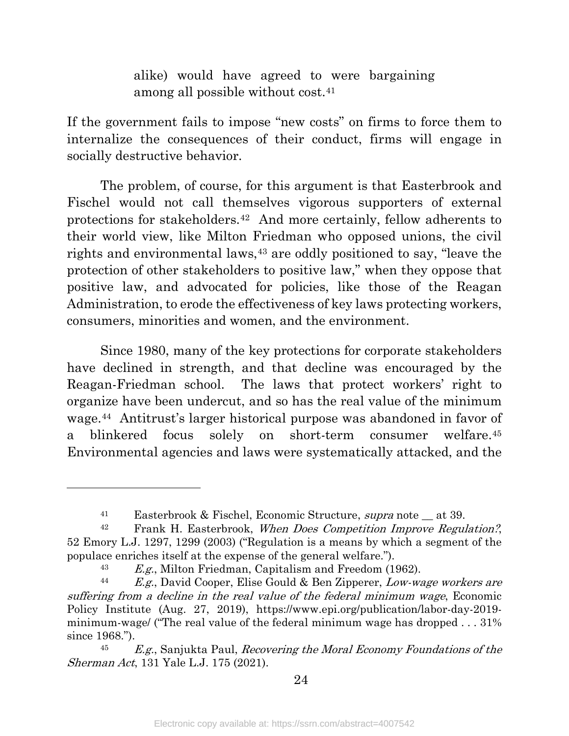> alike) would have agreed to were bargaining among all possible without cost.[41]

If the government fails to impose "new costs" on firms to force them to internalize the consequences of their conduct, firms will engage in socially destructive behavior.

The problem, of course, for this argument is that Easterbrook and Fischel would not call themselves vigorous supporters of external protections for stakeholders.[42] And more certainly, fellow adherents to their world view, like Milton Friedman who opposed unions, the civil rights and environmental laws,[43] are oddly positioned to say, "leave the protection of other stakeholders to positive law," when they oppose that positive law, and advocated for policies, like those of the Reagan Administration, to erode the effectiveness of key laws protecting workers, consumers, minorities and women, and the environment.

Since 1980, many of the key protections for corporate stakeholders have declined in strength, and that decline was encouraged by the Reagan-Friedman school. The laws that protect workers' right to organize have been undercut, and so has the real value of the minimum wage.[44] Antitrust's larger historical purpose was abandoned in favor of a blinkered focus solely on short-term consumer welfare.[45] Environmental agencies and laws were systematically attacked, and the

---

[41] Easterbrook & Fischel, Economic Structure, *supra* note __ at 39.

[42] Frank H. Easterbrook, *When Does Competition Improve Regulation?*, 52 Emory L.J. 1297, 1299 (2003) ("Regulation is a means by which a segment of the populace enriches itself at the expense of the general welfare.").

[43] *E.g.*, Milton Friedman, Capitalism and Freedom (1962).

[44] *E.g.*, David Cooper, Elise Gould & Ben Zipperer, *Low-wage workers are suffering from a decline in the real value of the federal minimum wage*, Economic Policy Institute (Aug. 27, 2019), https://www.epi.org/publication/labor-day-2019-minimum-wage/ ("The real value of the federal minimum wage has dropped . . . 31% since 1968.").

[45] *E.g.*, Sanjukta Paul, *Recovering the Moral Economy Foundations of the Sherman Act*, 131 Yale L.J. 175 (2021).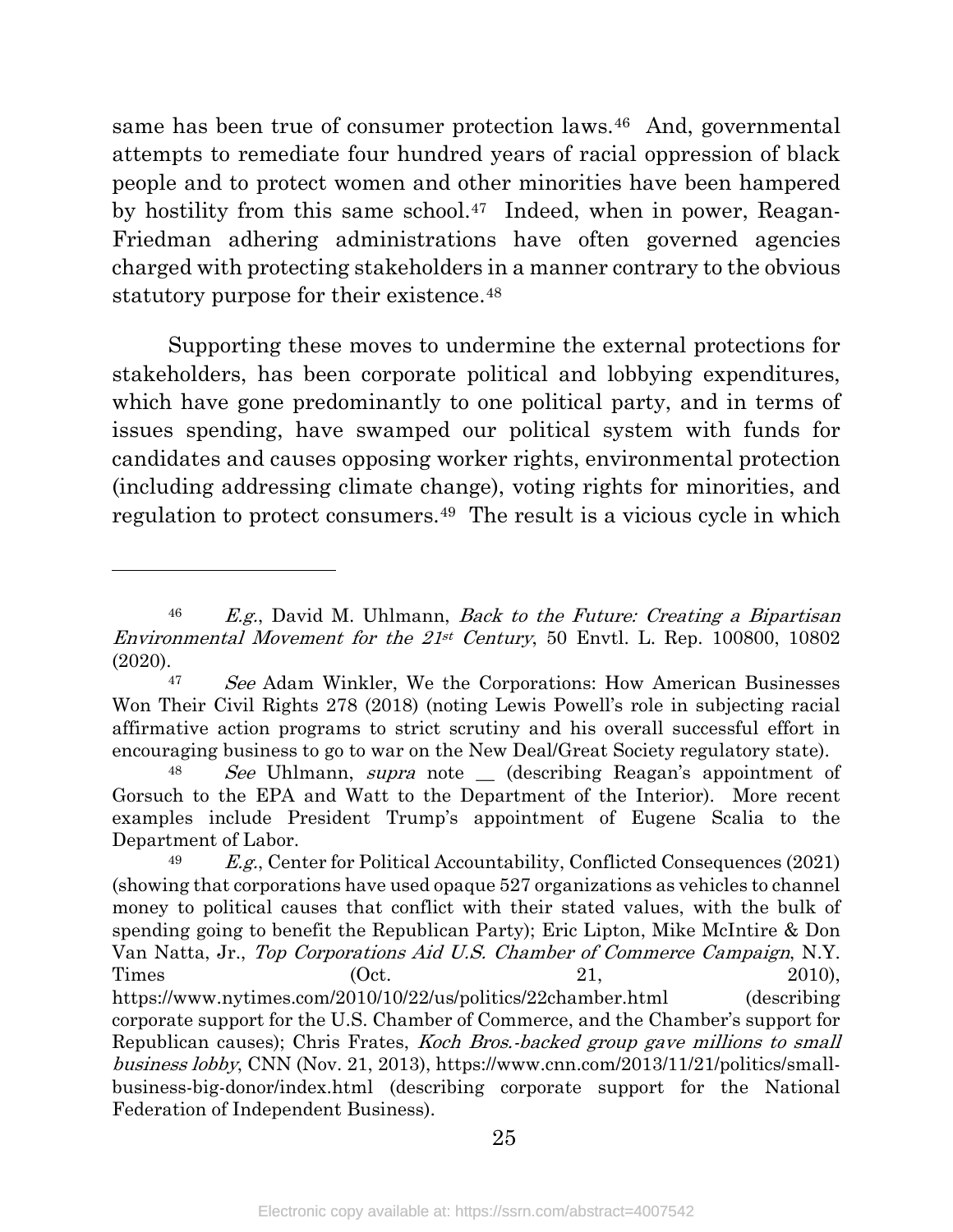same has been true of consumer protection laws.[46] And, governmental attempts to remediate four hundred years of racial oppression of black people and to protect women and other minorities have been hampered by hostility from this same school.[47] Indeed, when in power, Reagan-Friedman adhering administrations have often governed agencies charged with protecting stakeholders in a manner contrary to the obvious statutory purpose for their existence.[48]

Supporting these moves to undermine the external protections for stakeholders, has been corporate political and lobbying expenditures, which have gone predominantly to one political party, and in terms of issues spending, have swamped our political system with funds for candidates and causes opposing worker rights, environmental protection (including addressing climate change), voting rights for minorities, and regulation to protect consumers.[49] The result is a vicious cycle in which

---

[46] *E.g.*, David M. Uhlmann, *Back to the Future: Creating a Bipartisan Environmental Movement for the 21st Century*, 50 Envtl. L. Rep. 100800, 10802 (2020).

[47] *See* Adam Winkler, We the Corporations: How American Businesses Won Their Civil Rights 278 (2018) (noting Lewis Powell's role in subjecting racial affirmative action programs to strict scrutiny and his overall successful effort in encouraging business to go to war on the New Deal/Great Society regulatory state).

[48] *See* Uhlmann, *supra* note __ (describing Reagan's appointment of Gorsuch to the EPA and Watt to the Department of the Interior). More recent examples include President Trump's appointment of Eugene Scalia to the Department of Labor.

[49] *E.g.*, Center for Political Accountability, Conflicted Consequences (2021) (showing that corporations have used opaque 527 organizations as vehicles to channel money to political causes that conflict with their stated values, with the bulk of spending going to benefit the Republican Party); Eric Lipton, Mike McIntire & Don Van Natta, Jr., *Top Corporations Aid U.S. Chamber of Commerce Campaign*, N.Y. Times (Oct. 21, 2010), https://www.nytimes.com/2010/10/22/us/politics/22chamber.html (describing corporate support for the U.S. Chamber of Commerce, and the Chamber's support for Republican causes); Chris Frates, *Koch Bros.-backed group gave millions to small business lobby*, CNN (Nov. 21, 2013), https://www.cnn.com/2013/11/21/politics/small-business-big-donor/index.html (describing corporate support for the National Federation of Independent Business).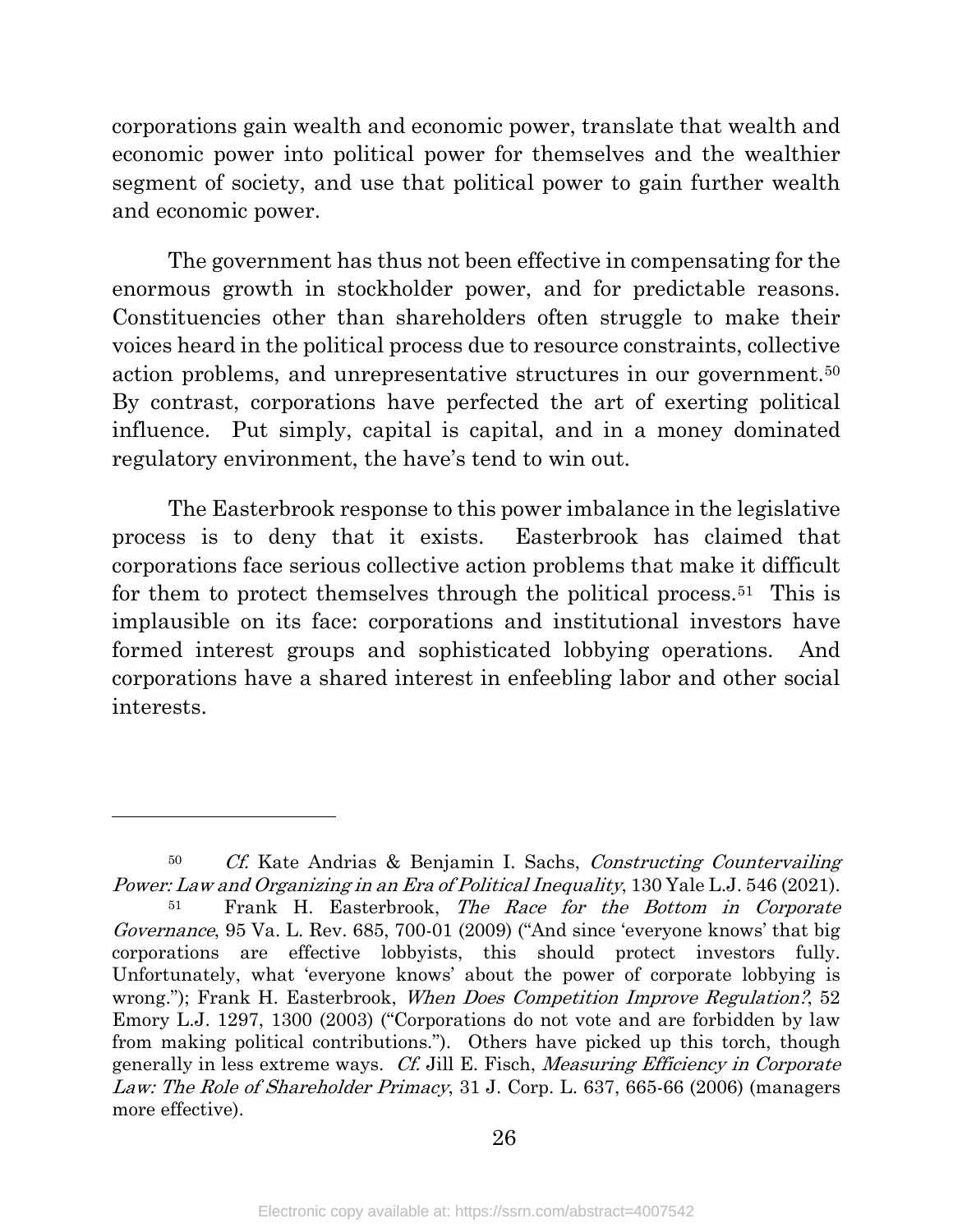corporations gain wealth and economic power, translate that wealth and economic power into political power for themselves and the wealthier segment of society, and use that political power to gain further wealth and economic power.

The government has thus not been effective in compensating for the enormous growth in stockholder power, and for predictable reasons. Constituencies other than shareholders often struggle to make their voices heard in the political process due to resource constraints, collective action problems, and unrepresentative structures in our government.[50] By contrast, corporations have perfected the art of exerting political influence. Put simply, capital is capital, and in a money dominated regulatory environment, the have's tend to win out.

The Easterbrook response to this power imbalance in the legislative process is to deny that it exists. Easterbrook has claimed that corporations face serious collective action problems that make it difficult for them to protect themselves through the political process.[51] This is implausible on its face: corporations and institutional investors have formed interest groups and sophisticated lobbying operations. And corporations have a shared interest in enfeebling labor and other social interests.

---

[50] *Cf.* Kate Andrias & Benjamin I. Sachs, *Constructing Countervailing Power: Law and Organizing in an Era of Political Inequality*, 130 Yale L.J. 546 (2021).

[51] Frank H. Easterbrook, *The Race for the Bottom in Corporate Governance*, 95 Va. L. Rev. 685, 700-01 (2009) ("And since 'everyone knows' that big corporations are effective lobbyists, this should protect investors fully. Unfortunately, what 'everyone knows' about the power of corporate lobbying is wrong."); Frank H. Easterbrook, *When Does Competition Improve Regulation?*, 52 Emory L.J. 1297, 1300 (2003) ("Corporations do not vote and are forbidden by law from making political contributions."). Others have picked up this torch, though generally in less extreme ways. *Cf.* Jill E. Fisch, *Measuring Efficiency in Corporate Law: The Role of Shareholder Primacy*, 31 J. Corp. L. 637, 665-66 (2006) (managers more effective).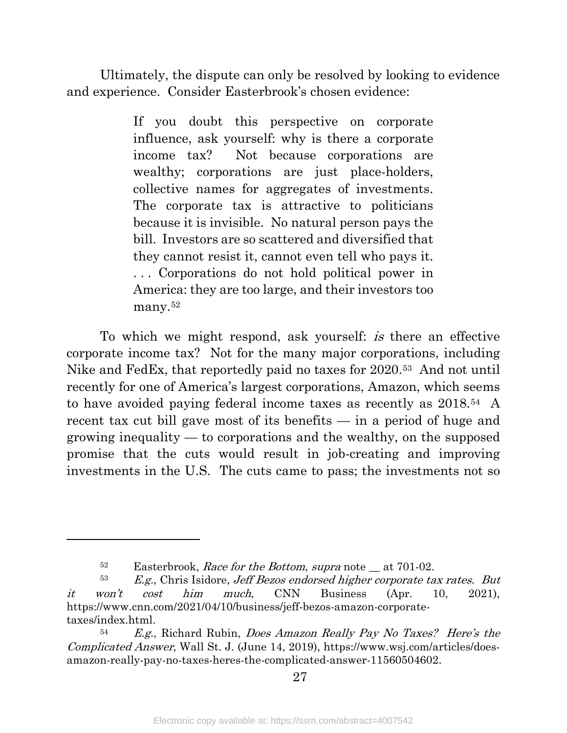Ultimately, the dispute can only be resolved by looking to evidence and experience. Consider Easterbrook's chosen evidence:

> If you doubt this perspective on corporate influence, ask yourself: why is there a corporate income tax? Not because corporations are wealthy; corporations are just place-holders, collective names for aggregates of investments. The corporate tax is attractive to politicians because it is invisible. No natural person pays the bill. Investors are so scattered and diversified that they cannot resist it, cannot even tell who pays it. . . . Corporations do not hold political power in America: they are too large, and their investors too many.[52]

To which we might respond, ask yourself: *is* there an effective corporate income tax? Not for the many major corporations, including Nike and FedEx, that reportedly paid no taxes for 2020.[53] And not until recently for one of America's largest corporations, Amazon, which seems to have avoided paying federal income taxes as recently as 2018.[54] A recent tax cut bill gave most of its benefits — in a period of huge and growing inequality — to corporations and the wealthy, on the supposed promise that the cuts would result in job-creating and improving investments in the U.S. The cuts came to pass; the investments not so

---

[52] Easterbrook, *Race for the Bottom*, *supra* note __ at 701-02.

[53] *E.g.*, Chris Isidore, *Jeff Bezos endorsed higher corporate tax rates. But it won't cost him much*, CNN Business (Apr. 10, 2021), https://www.cnn.com/2021/04/10/business/jeff-bezos-amazon-corporate-taxes/index.html.

[54] *E.g.*, Richard Rubin, *Does Amazon Really Pay No Taxes? Here's the Complicated Answer*, Wall St. J. (June 14, 2019), https://www.wsj.com/articles/does-amazon-really-pay-no-taxes-heres-the-complicated-answer-11560504602.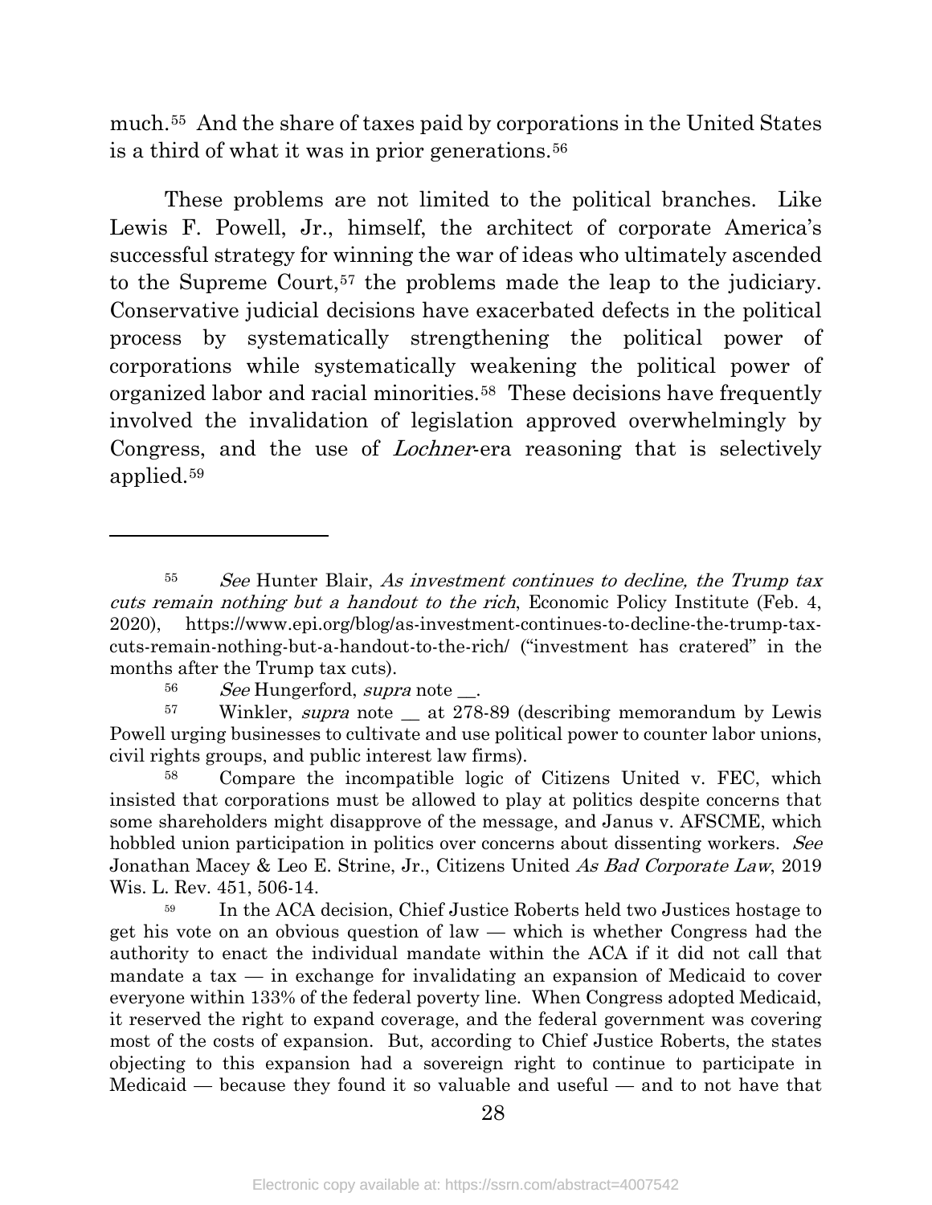much.[55] And the share of taxes paid by corporations in the United States is a third of what it was in prior generations.[56]

These problems are not limited to the political branches. Like Lewis F. Powell, Jr., himself, the architect of corporate America's successful strategy for winning the war of ideas who ultimately ascended to the Supreme Court,[57] the problems made the leap to the judiciary. Conservative judicial decisions have exacerbated defects in the political process by systematically strengthening the political power of corporations while systematically weakening the political power of organized labor and racial minorities.[58] These decisions have frequently involved the invalidation of legislation approved overwhelmingly by Congress, and the use of *Lochner*-era reasoning that is selectively applied.[59]

---

[55] *See* Hunter Blair, *As investment continues to decline, the Trump tax cuts remain nothing but a handout to the rich*, Economic Policy Institute (Feb. 4, 2020), https://www.epi.org/blog/as-investment-continues-to-decline-the-trump-tax-cuts-remain-nothing-but-a-handout-to-the-rich/ ("investment has cratered" in the months after the Trump tax cuts).

[56] *See* Hungerford, *supra* note __.

[57] Winkler, *supra* note __ at 278-89 (describing memorandum by Lewis Powell urging businesses to cultivate and use political power to counter labor unions, civil rights groups, and public interest law firms).

[58] Compare the incompatible logic of Citizens United v. FEC, which insisted that corporations must be allowed to play at politics despite concerns that some shareholders might disapprove of the message, and Janus v. AFSCME, which hobbled union participation in politics over concerns about dissenting workers. *See* Jonathan Macey & Leo E. Strine, Jr., Citizens United *As Bad Corporate Law*, 2019 Wis. L. Rev. 451, 506-14.

[59] In the ACA decision, Chief Justice Roberts held two Justices hostage to get his vote on an obvious question of law — which is whether Congress had the authority to enact the individual mandate within the ACA if it did not call that mandate a tax — in exchange for invalidating an expansion of Medicaid to cover everyone within 133% of the federal poverty line. When Congress adopted Medicaid, it reserved the right to expand coverage, and the federal government was covering most of the costs of expansion. But, according to Chief Justice Roberts, the states objecting to this expansion had a sovereign right to continue to participate in Medicaid — because they found it so valuable and useful — and to not have that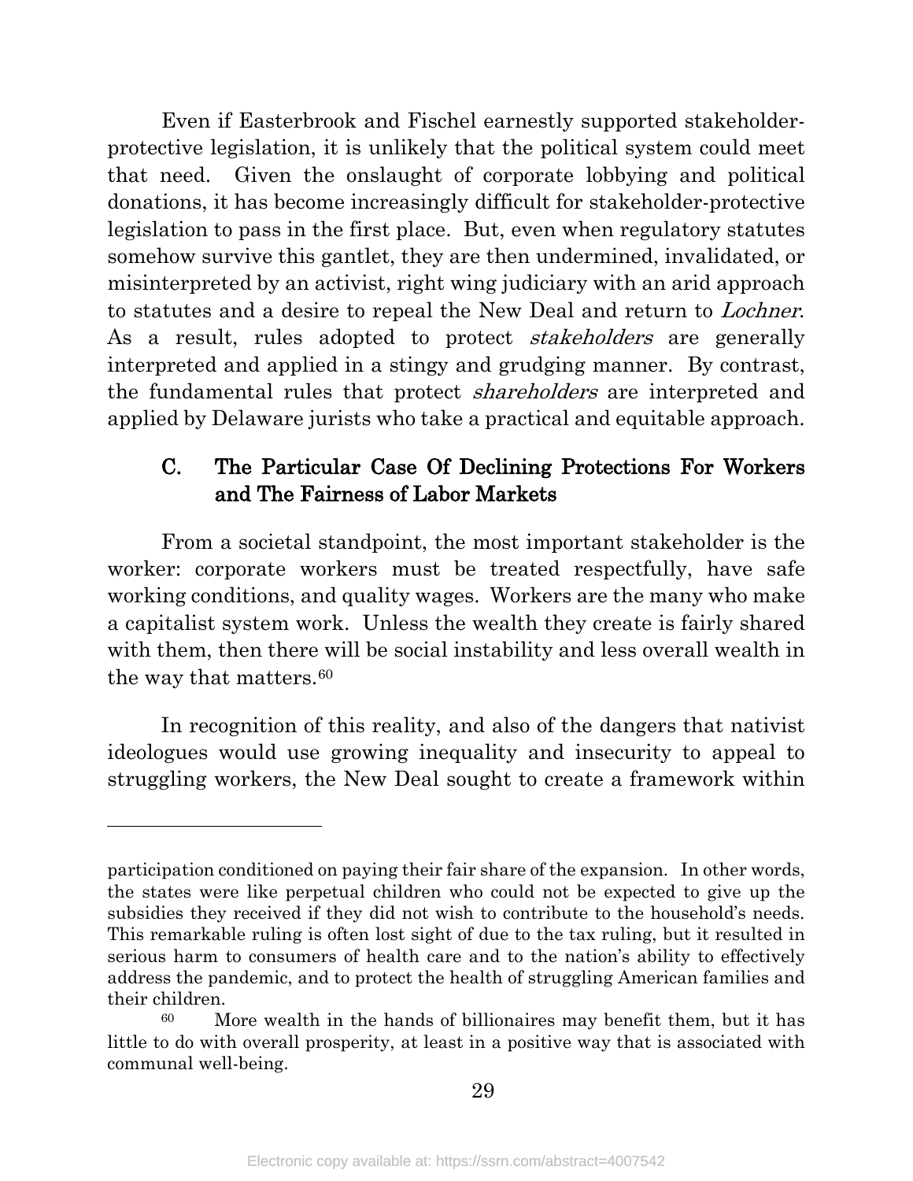Even if Easterbrook and Fischel earnestly supported stakeholder-protective legislation, it is unlikely that the political system could meet that need. Given the onslaught of corporate lobbying and political donations, it has become increasingly difficult for stakeholder-protective legislation to pass in the first place. But, even when regulatory statutes somehow survive this gantlet, they are then undermined, invalidated, or misinterpreted by an activist, right wing judiciary with an arid approach to statutes and a desire to repeal the New Deal and return to *Lochner*. As a result, rules adopted to protect *stakeholders* are generally interpreted and applied in a stingy and grudging manner. By contrast, the fundamental rules that protect *shareholders* are interpreted and applied by Delaware jurists who take a practical and equitable approach.

### C. The Particular Case Of Declining Protections For Workers and The Fairness of Labor Markets

From a societal standpoint, the most important stakeholder is the worker: corporate workers must be treated respectfully, have safe working conditions, and quality wages. Workers are the many who make a capitalist system work. Unless the wealth they create is fairly shared with them, then there will be social instability and less overall wealth in the way that matters.[60]

In recognition of this reality, and also of the dangers that nativist ideologues would use growing inequality and insecurity to appeal to struggling workers, the New Deal sought to create a framework within

---

participation conditioned on paying their fair share of the expansion. In other words, the states were like perpetual children who could not be expected to give up the subsidies they received if they did not wish to contribute to the household's needs. This remarkable ruling is often lost sight of due to the tax ruling, but it resulted in serious harm to consumers of health care and to the nation's ability to effectively address the pandemic, and to protect the health of struggling American families and their children.

[60] More wealth in the hands of billionaires may benefit them, but it has little to do with overall prosperity, at least in a positive way that is associated with communal well-being.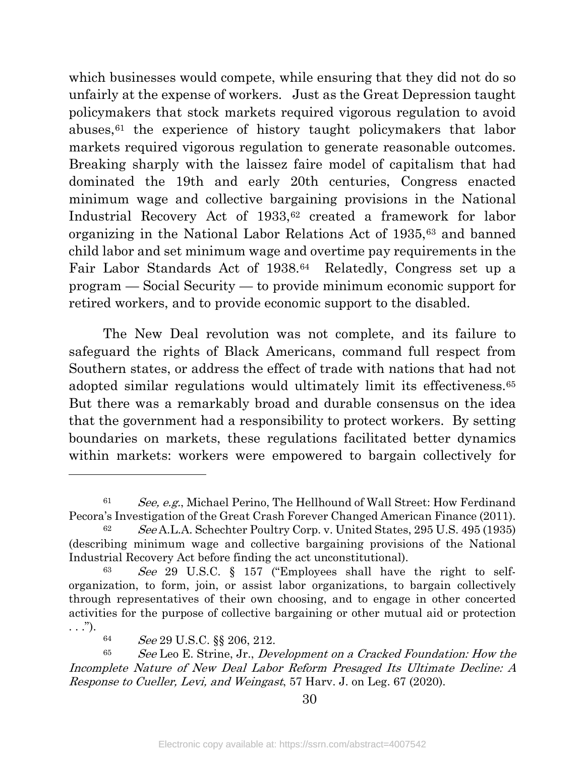which businesses would compete, while ensuring that they did not do so unfairly at the expense of workers. Just as the Great Depression taught policymakers that stock markets required vigorous regulation to avoid abuses,[61] the experience of history taught policymakers that labor markets required vigorous regulation to generate reasonable outcomes. Breaking sharply with the laissez faire model of capitalism that had dominated the 19th and early 20th centuries, Congress enacted minimum wage and collective bargaining provisions in the National Industrial Recovery Act of 1933,[62] created a framework for labor organizing in the National Labor Relations Act of 1935,[63] and banned child labor and set minimum wage and overtime pay requirements in the Fair Labor Standards Act of 1938.[64] Relatedly, Congress set up a program — Social Security — to provide minimum economic support for retired workers, and to provide economic support to the disabled.

The New Deal revolution was not complete, and its failure to safeguard the rights of Black Americans, command full respect from Southern states, or address the effect of trade with nations that had not adopted similar regulations would ultimately limit its effectiveness.[65] But there was a remarkably broad and durable consensus on the idea that the government had a responsibility to protect workers. By setting boundaries on markets, these regulations facilitated better dynamics within markets: workers were empowered to bargain collectively for

---

[61] *See, e.g.*, Michael Perino, The Hellhound of Wall Street: How Ferdinand Pecora's Investigation of the Great Crash Forever Changed American Finance (2011).

[62] *See* A.L.A. Schechter Poultry Corp. v. United States, 295 U.S. 495 (1935) (describing minimum wage and collective bargaining provisions of the National Industrial Recovery Act before finding the act unconstitutional).

[63] *See* 29 U.S.C. § 157 ("Employees shall have the right to self-organization, to form, join, or assist labor organizations, to bargain collectively through representatives of their own choosing, and to engage in other concerted activities for the purpose of collective bargaining or other mutual aid or protection . . .").

[64] *See* 29 U.S.C. §§ 206, 212.

[65] *See* Leo E. Strine, Jr., *Development on a Cracked Foundation: How the Incomplete Nature of New Deal Labor Reform Presaged Its Ultimate Decline: A Response to Cueller, Levi, and Weingast*, 57 Harv. J. on Leg. 67 (2020).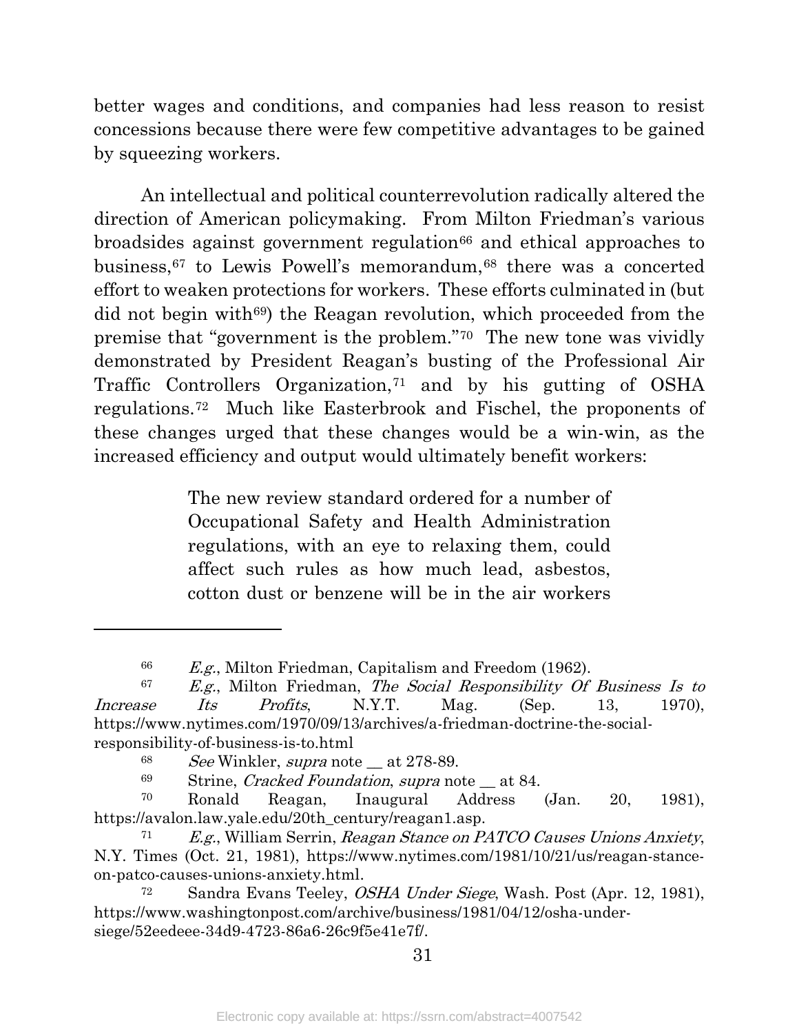better wages and conditions, and companies had less reason to resist concessions because there were few competitive advantages to be gained by squeezing workers.

An intellectual and political counterrevolution radically altered the direction of American policymaking. From Milton Friedman's various broadsides against government regulation[66] and ethical approaches to business,[67] to Lewis Powell's memorandum,[68] there was a concerted effort to weaken protections for workers. These efforts culminated in (but did not begin with[69]) the Reagan revolution, which proceeded from the premise that "government is the problem."[70] The new tone was vividly demonstrated by President Reagan's busting of the Professional Air Traffic Controllers Organization,[71] and by his gutting of OSHA regulations.[72] Much like Easterbrook and Fischel, the proponents of these changes urged that these changes would be a win-win, as the increased efficiency and output would ultimately benefit workers:

> The new review standard ordered for a number of Occupational Safety and Health Administration regulations, with an eye to relaxing them, could affect such rules as how much lead, asbestos, cotton dust or benzene will be in the air workers

---

[66] *E.g.*, Milton Friedman, Capitalism and Freedom (1962).

[67] *E.g.*, Milton Friedman, *The Social Responsibility Of Business Is to Increase Its Profits*, N.Y.T. Mag. (Sep. 13, 1970), https://www.nytimes.com/1970/09/13/archives/a-friedman-doctrine-the-social-responsibility-of-business-is-to.html

[68] *See* Winkler, *supra* note __ at 278-89.

[69] Strine, *Cracked Foundation*, *supra* note __ at 84.

[70] Ronald Reagan, Inaugural Address (Jan. 20, 1981), https://avalon.law.yale.edu/20th_century/reagan1.asp.

[71] *E.g.*, William Serrin, *Reagan Stance on PATCO Causes Unions Anxiety*, N.Y. Times (Oct. 21, 1981), https://www.nytimes.com/1981/10/21/us/reagan-stance-on-patco-causes-unions-anxiety.html.

[72] Sandra Evans Teeley, *OSHA Under Siege*, Wash. Post (Apr. 12, 1981), https://www.washingtonpost.com/archive/business/1981/04/12/osha-under-siege/52eedeee-34d9-4723-86a6-26c9f5e41e7f/.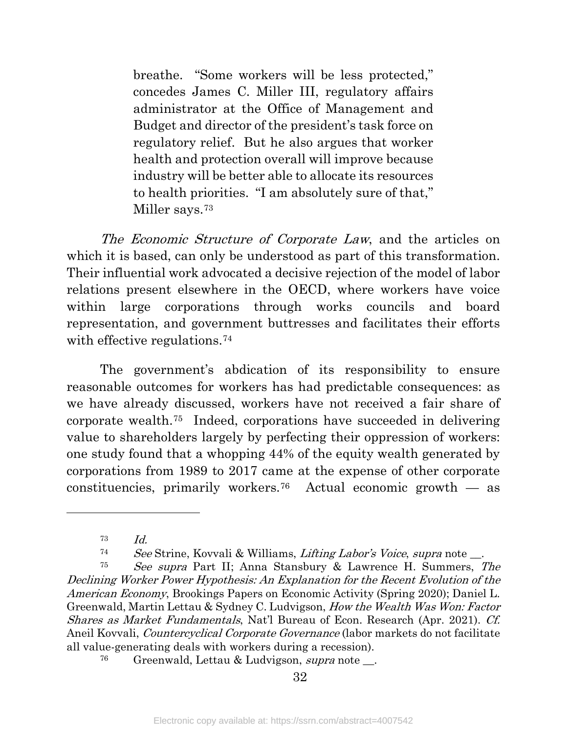> breathe. "Some workers will be less protected," concedes James C. Miller III, regulatory affairs administrator at the Office of Management and Budget and director of the president's task force on regulatory relief. But he also argues that worker health and protection overall will improve because industry will be better able to allocate its resources to health priorities. "I am absolutely sure of that," Miller says.[73]

*The Economic Structure of Corporate Law*, and the articles on which it is based, can only be understood as part of this transformation. Their influential work advocated a decisive rejection of the model of labor relations present elsewhere in the OECD, where workers have voice within large corporations through works councils and board representation, and government buttresses and facilitates their efforts with effective regulations.[74]

The government's abdication of its responsibility to ensure reasonable outcomes for workers has had predictable consequences: as we have already discussed, workers have not received a fair share of corporate wealth.[75] Indeed, corporations have succeeded in delivering value to shareholders largely by perfecting their oppression of workers: one study found that a whopping 44% of the equity wealth generated by corporations from 1989 to 2017 came at the expense of other corporate constituencies, primarily workers.[76] Actual economic growth — as

---

[73] *Id.*

[74] *See* Strine, Kovvali & Williams, *Lifting Labor's Voice*, *supra* note __.

[75] *See supra* Part II; Anna Stansbury & Lawrence H. Summers, *The Declining Worker Power Hypothesis: An Explanation for the Recent Evolution of the American Economy*, Brookings Papers on Economic Activity (Spring 2020); Daniel L. Greenwald, Martin Lettau & Sydney C. Ludvigson, *How the Wealth Was Won: Factor Shares as Market Fundamentals*, Nat'l Bureau of Econ. Research (Apr. 2021). *Cf.* Aneil Kovvali, *Countercyclical Corporate Governance* (labor markets do not facilitate all value-generating deals with workers during a recession).

[76] Greenwald, Lettau & Ludvigson, *supra* note __.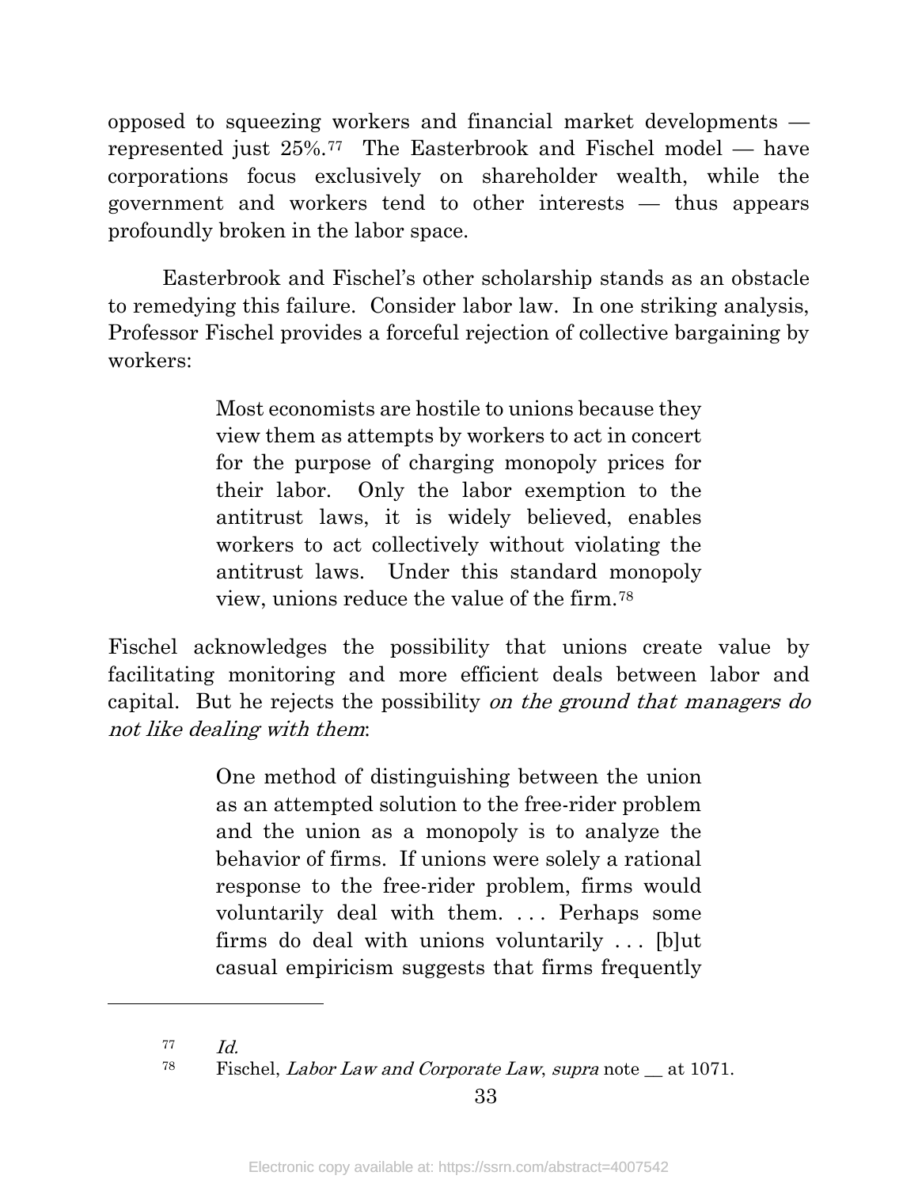opposed to squeezing workers and financial market developments — represented just 25%.[77] The Easterbrook and Fischel model — have corporations focus exclusively on shareholder wealth, while the government and workers tend to other interests — thus appears profoundly broken in the labor space.

Easterbrook and Fischel's other scholarship stands as an obstacle to remedying this failure. Consider labor law. In one striking analysis, Professor Fischel provides a forceful rejection of collective bargaining by workers:

> Most economists are hostile to unions because they view them as attempts by workers to act in concert for the purpose of charging monopoly prices for their labor. Only the labor exemption to the antitrust laws, it is widely believed, enables workers to act collectively without violating the antitrust laws. Under this standard monopoly view, unions reduce the value of the firm.[78]

Fischel acknowledges the possibility that unions create value by facilitating monitoring and more efficient deals between labor and capital. But he rejects the possibility *on the ground that managers do not like dealing with them*:

> One method of distinguishing between the union as an attempted solution to the free-rider problem and the union as a monopoly is to analyze the behavior of firms. If unions were solely a rational response to the free-rider problem, firms would voluntarily deal with them. . . . Perhaps some firms do deal with unions voluntarily . . . [b]ut casual empiricism suggests that firms frequently

---

[77] *Id.*

[78] Fischel, *Labor Law and Corporate Law*, *supra* note __ at 1071.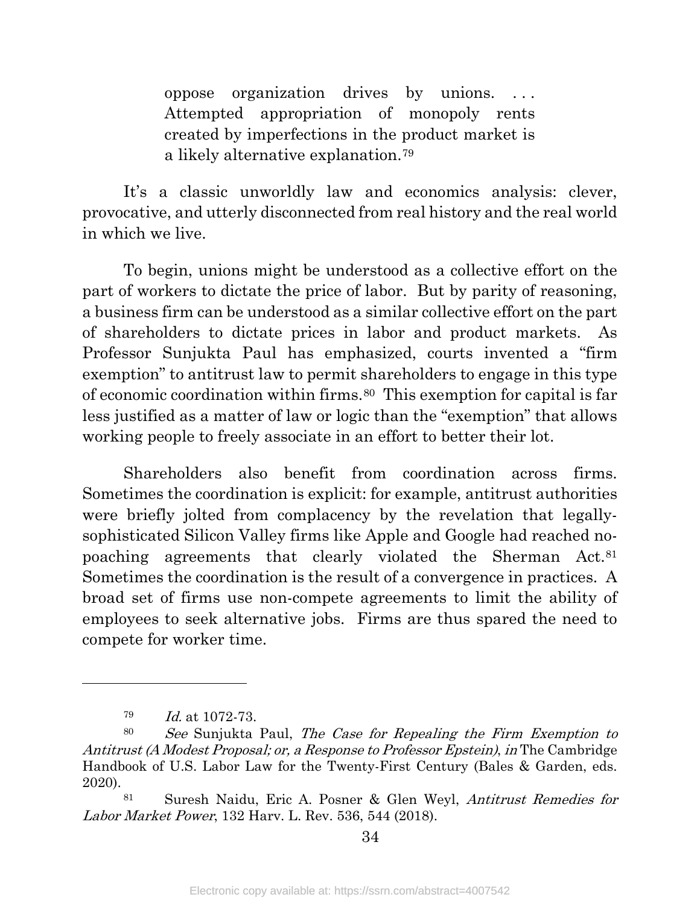> oppose organization drives by unions. . . . Attempted appropriation of monopoly rents created by imperfections in the product market is a likely alternative explanation.[79]

It's a classic unworldly law and economics analysis: clever, provocative, and utterly disconnected from real history and the real world in which we live.

To begin, unions might be understood as a collective effort on the part of workers to dictate the price of labor. But by parity of reasoning, a business firm can be understood as a similar collective effort on the part of shareholders to dictate prices in labor and product markets. As Professor Sunjukta Paul has emphasized, courts invented a "firm exemption" to antitrust law to permit shareholders to engage in this type of economic coordination within firms.[80] This exemption for capital is far less justified as a matter of law or logic than the "exemption" that allows working people to freely associate in an effort to better their lot.

Shareholders also benefit from coordination across firms. Sometimes the coordination is explicit: for example, antitrust authorities were briefly jolted from complacency by the revelation that legally-sophisticated Silicon Valley firms like Apple and Google had reached no-poaching agreements that clearly violated the Sherman Act.[81] Sometimes the coordination is the result of a convergence in practices. A broad set of firms use non-compete agreements to limit the ability of employees to seek alternative jobs. Firms are thus spared the need to compete for worker time.

---

[79] *Id.* at 1072-73.

[80] *See* Sunjukta Paul, *The Case for Repealing the Firm Exemption to Antitrust (A Modest Proposal; or, a Response to Professor Epstein)*, *in* The Cambridge Handbook of U.S. Labor Law for the Twenty-First Century (Bales & Garden, eds. 2020).

[81] Suresh Naidu, Eric A. Posner & Glen Weyl, *Antitrust Remedies for Labor Market Power*, 132 Harv. L. Rev. 536, 544 (2018).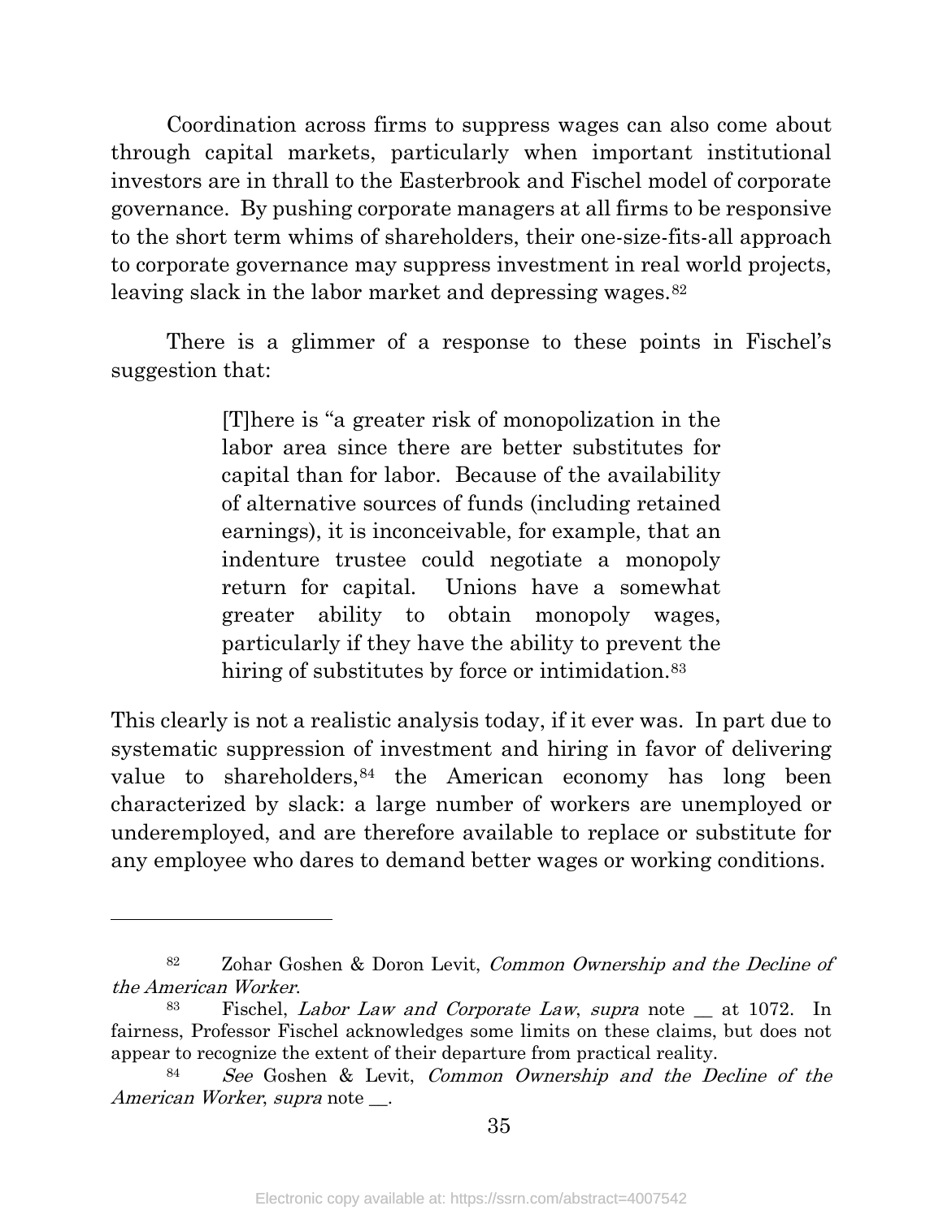Coordination across firms to suppress wages can also come about through capital markets, particularly when important institutional investors are in thrall to the Easterbrook and Fischel model of corporate governance. By pushing corporate managers at all firms to be responsive to the short term whims of shareholders, their one-size-fits-all approach to corporate governance may suppress investment in real world projects, leaving slack in the labor market and depressing wages.[82]

There is a glimmer of a response to these points in Fischel's suggestion that:

> [T]here is "a greater risk of monopolization in the labor area since there are better substitutes for capital than for labor. Because of the availability of alternative sources of funds (including retained earnings), it is inconceivable, for example, that an indenture trustee could negotiate a monopoly return for capital. Unions have a somewhat greater ability to obtain monopoly wages, particularly if they have the ability to prevent the hiring of substitutes by force or intimidation.[83]

This clearly is not a realistic analysis today, if it ever was. In part due to systematic suppression of investment and hiring in favor of delivering value to shareholders,[84] the American economy has long been characterized by slack: a large number of workers are unemployed or underemployed, and are therefore available to replace or substitute for any employee who dares to demand better wages or working conditions.

---

[82] Zohar Goshen & Doron Levit, *Common Ownership and the Decline of the American Worker*.

[83] Fischel, *Labor Law and Corporate Law*, *supra* note __ at 1072. In fairness, Professor Fischel acknowledges some limits on these claims, but does not appear to recognize the extent of their departure from practical reality.

[84] *See* Goshen & Levit, *Common Ownership and the Decline of the American Worker*, *supra* note __.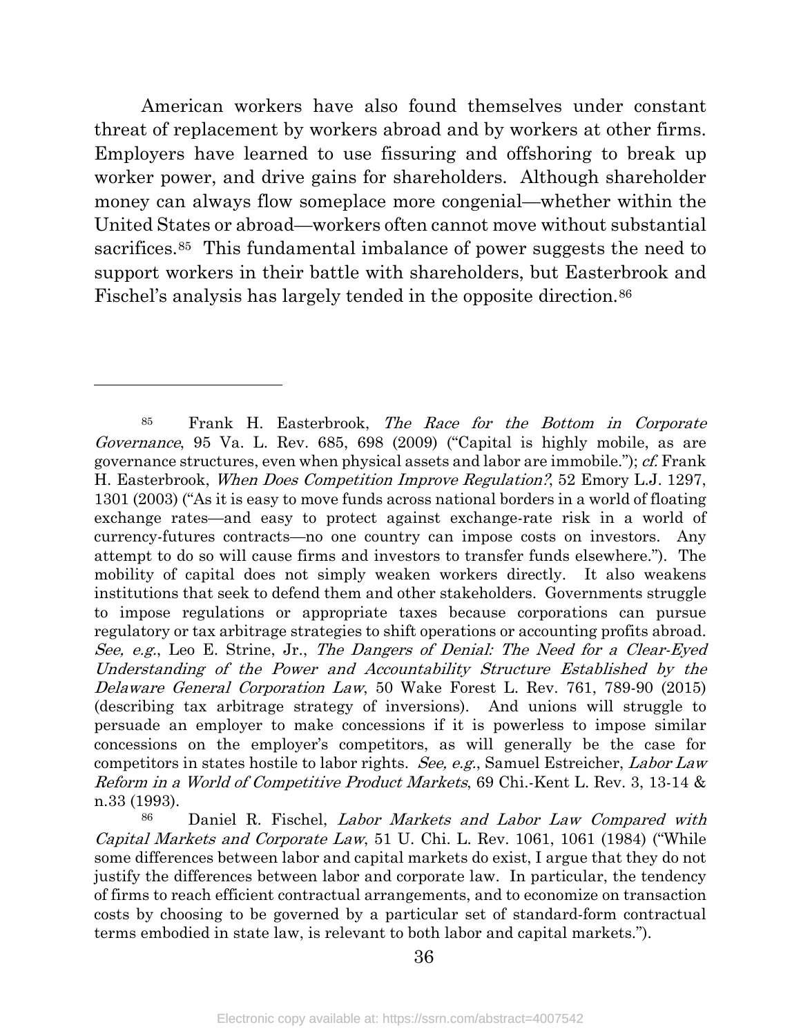American workers have also found themselves under constant threat of replacement by workers abroad and by workers at other firms. Employers have learned to use fissuring and offshoring to break up worker power, and drive gains for shareholders. Although shareholder money can always flow someplace more congenial—whether within the United States or abroad—workers often cannot move without substantial sacrifices.[85] This fundamental imbalance of power suggests the need to support workers in their battle with shareholders, but Easterbrook and Fischel's analysis has largely tended in the opposite direction.[86]

---

[85] Frank H. Easterbrook, *The Race for the Bottom in Corporate Governance*, 95 Va. L. Rev. 685, 698 (2009) ("Capital is highly mobile, as are governance structures, even when physical assets and labor are immobile."); *cf.* Frank H. Easterbrook, *When Does Competition Improve Regulation?*, 52 Emory L.J. 1297, 1301 (2003) ("As it is easy to move funds across national borders in a world of floating exchange rates—and easy to protect against exchange-rate risk in a world of currency-futures contracts—no one country can impose costs on investors. Any attempt to do so will cause firms and investors to transfer funds elsewhere."). The mobility of capital does not simply weaken workers directly. It also weakens institutions that seek to defend them and other stakeholders. Governments struggle to impose regulations or appropriate taxes because corporations can pursue regulatory or tax arbitrage strategies to shift operations or accounting profits abroad. *See, e.g.*, Leo E. Strine, Jr., *The Dangers of Denial: The Need for a Clear-Eyed Understanding of the Power and Accountability Structure Established by the Delaware General Corporation Law*, 50 Wake Forest L. Rev. 761, 789-90 (2015) (describing tax arbitrage strategy of inversions). And unions will struggle to persuade an employer to make concessions if it is powerless to impose similar concessions on the employer's competitors, as will generally be the case for competitors in states hostile to labor rights. *See, e.g.*, Samuel Estreicher, *Labor Law Reform in a World of Competitive Product Markets*, 69 Chi.-Kent L. Rev. 3, 13-14 & n.33 (1993).

[86] Daniel R. Fischel, *Labor Markets and Labor Law Compared with Capital Markets and Corporate Law*, 51 U. Chi. L. Rev. 1061, 1061 (1984) ("While some differences between labor and capital markets do exist, I argue that they do not justify the differences between labor and corporate law. In particular, the tendency of firms to reach efficient contractual arrangements, and to economize on transaction costs by choosing to be governed by a particular set of standard-form contractual terms embodied in state law, is relevant to both labor and capital markets.").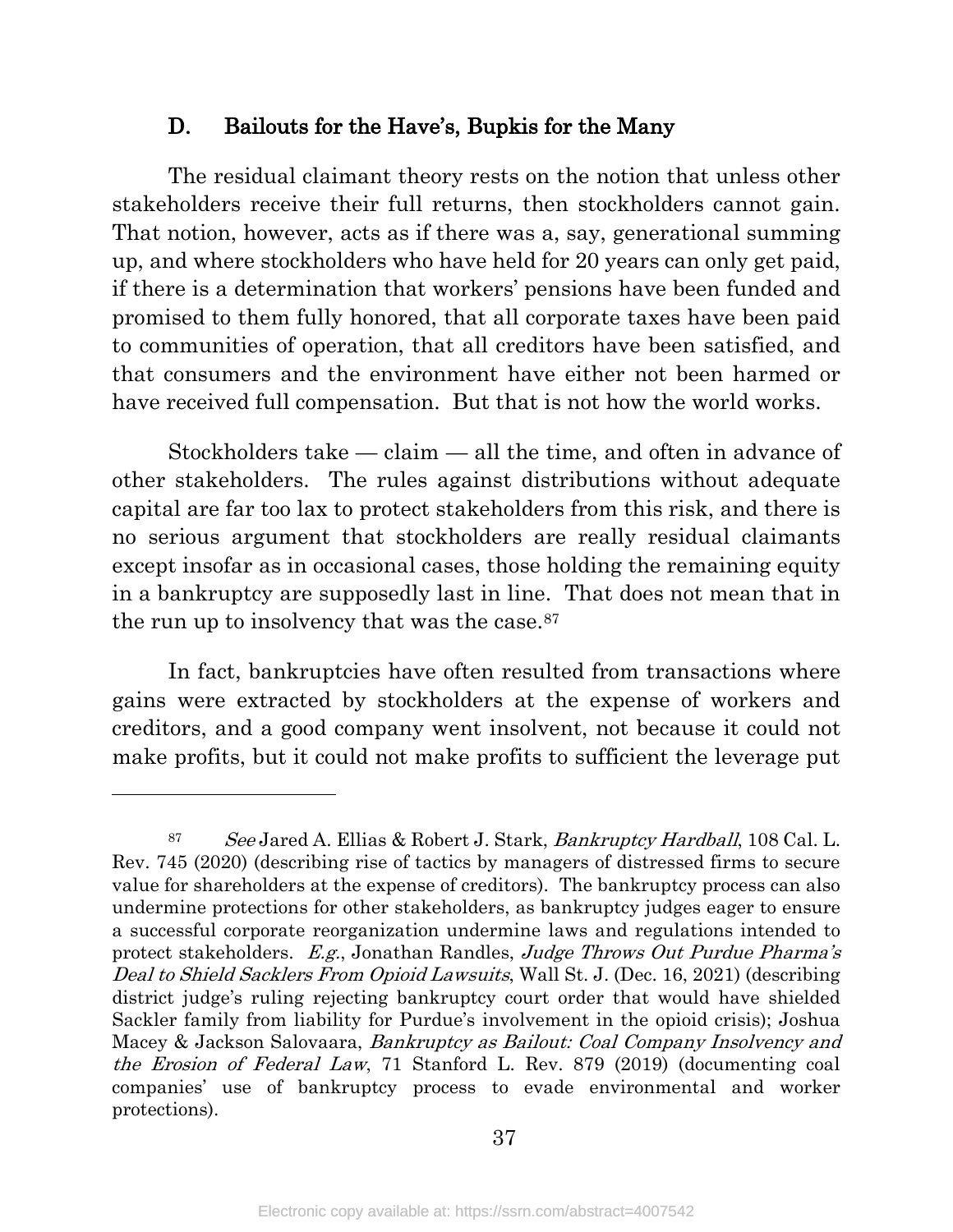### D. Bailouts for the Have's, Bupkis for the Many

The residual claimant theory rests on the notion that unless other stakeholders receive their full returns, then stockholders cannot gain. That notion, however, acts as if there was a, say, generational summing up, and where stockholders who have held for 20 years can only get paid, if there is a determination that workers' pensions have been funded and promised to them fully honored, that all corporate taxes have been paid to communities of operation, that all creditors have been satisfied, and that consumers and the environment have either not been harmed or have received full compensation. But that is not how the world works.

Stockholders take — claim — all the time, and often in advance of other stakeholders. The rules against distributions without adequate capital are far too lax to protect stakeholders from this risk, and there is no serious argument that stockholders are really residual claimants except insofar as in occasional cases, those holding the remaining equity in a bankruptcy are supposedly last in line. That does not mean that in the run up to insolvency that was the case.[87]

In fact, bankruptcies have often resulted from transactions where gains were extracted by stockholders at the expense of workers and creditors, and a good company went insolvent, not because it could not make profits, but it could not make profits to sufficient the leverage put

---

[87] *See* Jared A. Ellias & Robert J. Stark, *Bankruptcy Hardball*, 108 Cal. L. Rev. 745 (2020) (describing rise of tactics by managers of distressed firms to secure value for shareholders at the expense of creditors). The bankruptcy process can also undermine protections for other stakeholders, as bankruptcy judges eager to ensure a successful corporate reorganization undermine laws and regulations intended to protect stakeholders. *E.g.*, Jonathan Randles, *Judge Throws Out Purdue Pharma's Deal to Shield Sacklers From Opioid Lawsuits*, Wall St. J. (Dec. 16, 2021) (describing district judge's ruling rejecting bankruptcy court order that would have shielded Sackler family from liability for Purdue's involvement in the opioid crisis); Joshua Macey & Jackson Salovaara, *Bankruptcy as Bailout: Coal Company Insolvency and the Erosion of Federal Law*, 71 Stanford L. Rev. 879 (2019) (documenting coal companies' use of bankruptcy process to evade environmental and worker protections).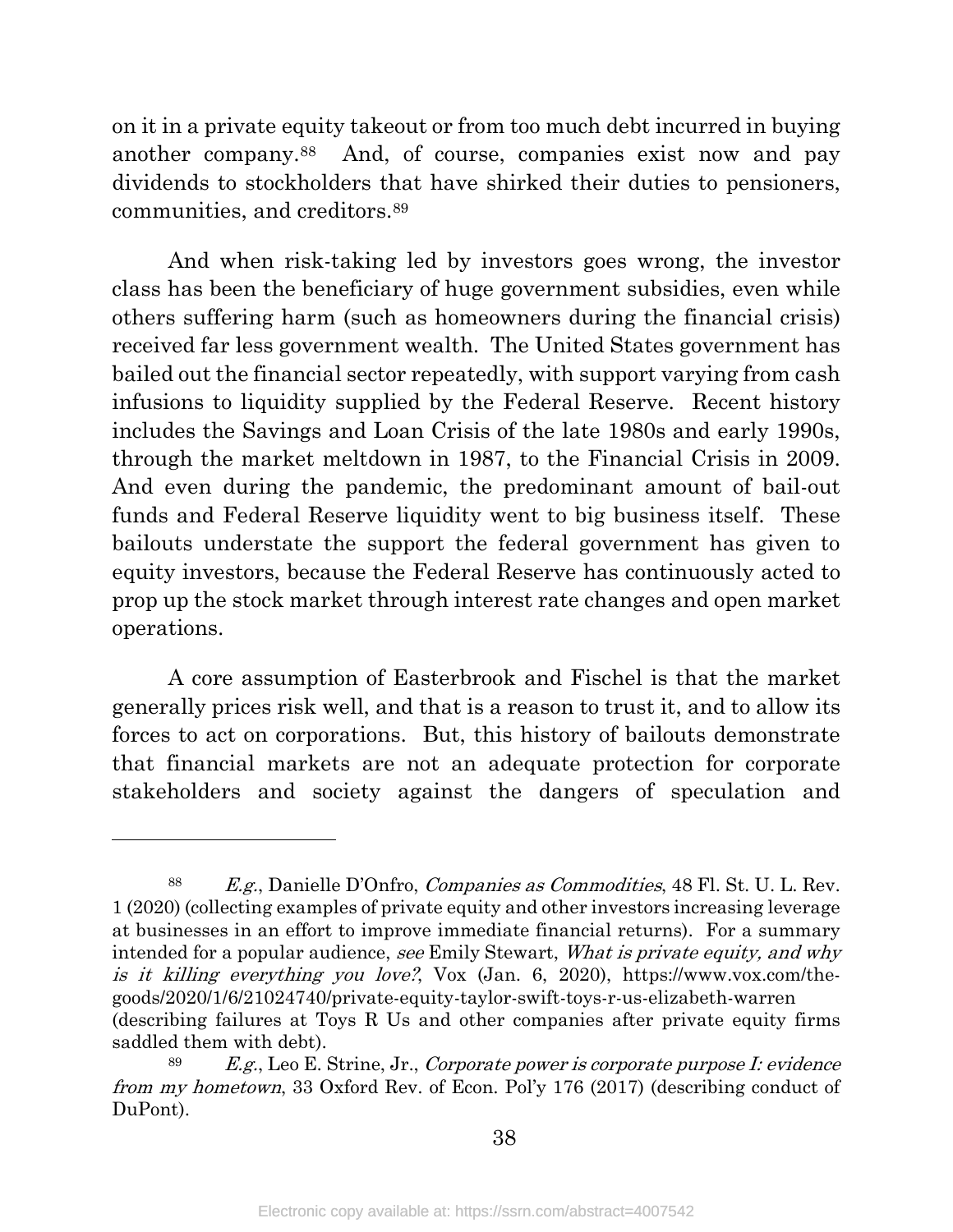on it in a private equity takeout or from too much debt incurred in buying another company.[88] And, of course, companies exist now and pay dividends to stockholders that have shirked their duties to pensioners, communities, and creditors.[89]

And when risk-taking led by investors goes wrong, the investor class has been the beneficiary of huge government subsidies, even while others suffering harm (such as homeowners during the financial crisis) received far less government wealth. The United States government has bailed out the financial sector repeatedly, with support varying from cash infusions to liquidity supplied by the Federal Reserve. Recent history includes the Savings and Loan Crisis of the late 1980s and early 1990s, through the market meltdown in 1987, to the Financial Crisis in 2009. And even during the pandemic, the predominant amount of bail-out funds and Federal Reserve liquidity went to big business itself. These bailouts understate the support the federal government has given to equity investors, because the Federal Reserve has continuously acted to prop up the stock market through interest rate changes and open market operations.

A core assumption of Easterbrook and Fischel is that the market generally prices risk well, and that is a reason to trust it, and to allow its forces to act on corporations. But, this history of bailouts demonstrate that financial markets are not an adequate protection for corporate stakeholders and society against the dangers of speculation and

---

[88] *E.g.*, Danielle D'Onfro, *Companies as Commodities*, 48 Fl. St. U. L. Rev. 1 (2020) (collecting examples of private equity and other investors increasing leverage at businesses in an effort to improve immediate financial returns). For a summary intended for a popular audience, *see* Emily Stewart, *What is private equity, and why is it killing everything you love?*, Vox (Jan. 6, 2020), https://www.vox.com/the-goods/2020/1/6/21024740/private-equity-taylor-swift-toys-r-us-elizabeth-warren (describing failures at Toys R Us and other companies after private equity firms saddled them with debt).

[89] *E.g.*, Leo E. Strine, Jr., *Corporate power is corporate purpose I: evidence from my hometown*, 33 Oxford Rev. of Econ. Pol'y 176 (2017) (describing conduct of DuPont).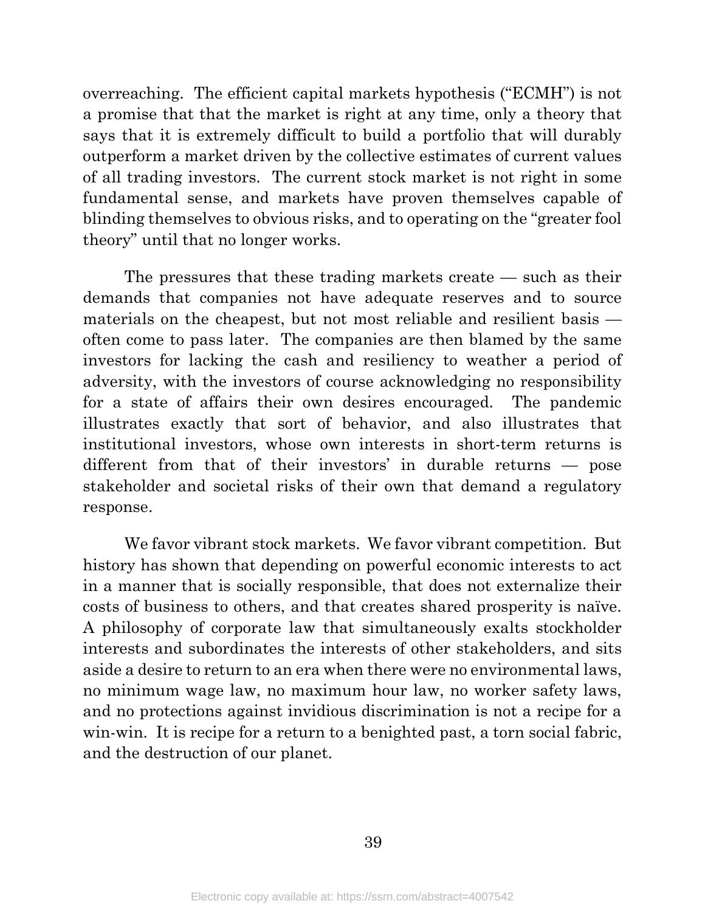overreaching. The efficient capital markets hypothesis ("ECMH") is not a promise that that the market is right at any time, only a theory that says that it is extremely difficult to build a portfolio that will durably outperform a market driven by the collective estimates of current values of all trading investors. The current stock market is not right in some fundamental sense, and markets have proven themselves capable of blinding themselves to obvious risks, and to operating on the "greater fool theory" until that no longer works.

The pressures that these trading markets create — such as their demands that companies not have adequate reserves and to source materials on the cheapest, but not most reliable and resilient basis — often come to pass later. The companies are then blamed by the same investors for lacking the cash and resiliency to weather a period of adversity, with the investors of course acknowledging no responsibility for a state of affairs their own desires encouraged. The pandemic illustrates exactly that sort of behavior, and also illustrates that institutional investors, whose own interests in short-term returns is different from that of their investors' in durable returns — pose stakeholder and societal risks of their own that demand a regulatory response.

We favor vibrant stock markets. We favor vibrant competition. But history has shown that depending on powerful economic interests to act in a manner that is socially responsible, that does not externalize their costs of business to others, and that creates shared prosperity is naïve. A philosophy of corporate law that simultaneously exalts stockholder interests and subordinates the interests of other stakeholders, and sits aside a desire to return to an era when there were no environmental laws, no minimum wage law, no maximum hour law, no worker safety laws, and no protections against invidious discrimination is not a recipe for a win-win. It is recipe for a return to a benighted past, a torn social fabric, and the destruction of our planet.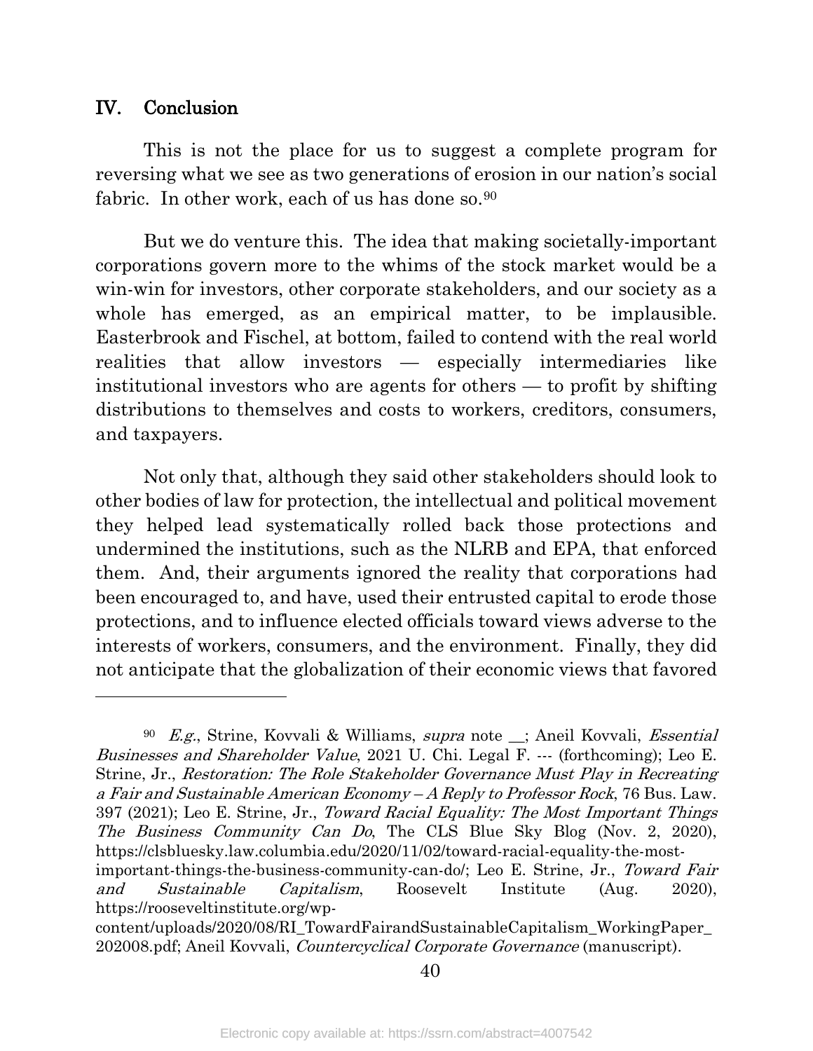## IV. Conclusion

This is not the place for us to suggest a complete program for reversing what we see as two generations of erosion in our nation's social fabric. In other work, each of us has done so.[90]

But we do venture this. The idea that making societally-important corporations govern more to the whims of the stock market would be a win-win for investors, other corporate stakeholders, and our society as a whole has emerged, as an empirical matter, to be implausible. Easterbrook and Fischel, at bottom, failed to contend with the real world realities that allow investors — especially intermediaries like institutional investors who are agents for others — to profit by shifting distributions to themselves and costs to workers, creditors, consumers, and taxpayers.

Not only that, although they said other stakeholders should look to other bodies of law for protection, the intellectual and political movement they helped lead systematically rolled back those protections and undermined the institutions, such as the NLRB and EPA, that enforced them. And, their arguments ignored the reality that corporations had been encouraged to, and have, used their entrusted capital to erode those protections, and to influence elected officials toward views adverse to the interests of workers, consumers, and the environment. Finally, they did not anticipate that the globalization of their economic views that favored

---

[90] *E.g.*, Strine, Kovvali & Williams, *supra* note __; Aneil Kovvali, *Essential Businesses and Shareholder Value*, 2021 U. Chi. Legal F. --- (forthcoming); Leo E. Strine, Jr., *Restoration: The Role Stakeholder Governance Must Play in Recreating a Fair and Sustainable American Economy – A Reply to Professor Rock*, 76 Bus. Law. 397 (2021); Leo E. Strine, Jr., *Toward Racial Equality: The Most Important Things The Business Community Can Do*, The CLS Blue Sky Blog (Nov. 2, 2020), https://clsbluesky.law.columbia.edu/2020/11/02/toward-racial-equality-the-most-important-things-the-business-community-can-do/; Leo E. Strine, Jr., *Toward Fair and Sustainable Capitalism*, Roosevelt Institute (Aug. 2020), https://rooseveltinstitute.org/wp-content/uploads/2020/08/RI_TowardFairandSustainableCapitalism_WorkingPaper_202008.pdf; Aneil Kovvali, *Countercyclical Corporate Governance* (manuscript).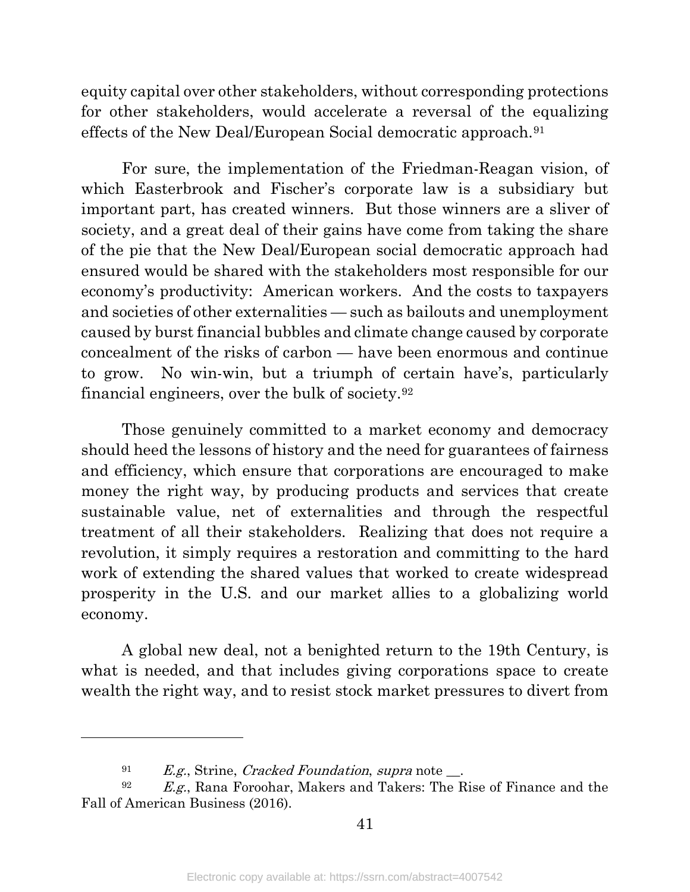equity capital over other stakeholders, without corresponding protections for other stakeholders, would accelerate a reversal of the equalizing effects of the New Deal/European Social democratic approach.[91]

For sure, the implementation of the Friedman-Reagan vision, of which Easterbrook and Fischer's corporate law is a subsidiary but important part, has created winners. But those winners are a sliver of society, and a great deal of their gains have come from taking the share of the pie that the New Deal/European social democratic approach had ensured would be shared with the stakeholders most responsible for our economy's productivity: American workers. And the costs to taxpayers and societies of other externalities — such as bailouts and unemployment caused by burst financial bubbles and climate change caused by corporate concealment of the risks of carbon — have been enormous and continue to grow. No win-win, but a triumph of certain have's, particularly financial engineers, over the bulk of society.[92]

Those genuinely committed to a market economy and democracy should heed the lessons of history and the need for guarantees of fairness and efficiency, which ensure that corporations are encouraged to make money the right way, by producing products and services that create sustainable value, net of externalities and through the respectful treatment of all their stakeholders. Realizing that does not require a revolution, it simply requires a restoration and committing to the hard work of extending the shared values that worked to create widespread prosperity in the U.S. and our market allies to a globalizing world economy.

A global new deal, not a benighted return to the 19th Century, is what is needed, and that includes giving corporations space to create wealth the right way, and to resist stock market pressures to divert from

---

[91] *E.g.*, Strine, *Cracked Foundation*, *supra* note __.

[92] *E.g.*, Rana Foroohar, Makers and Takers: The Rise of Finance and the Fall of American Business (2016).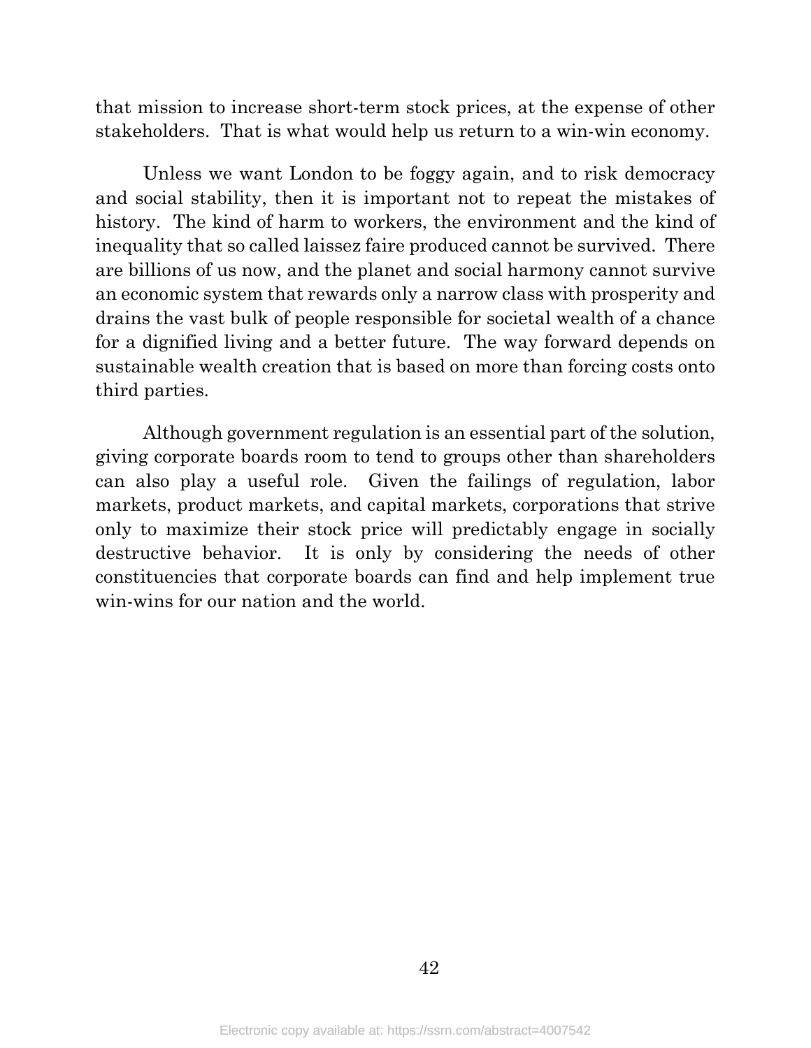that mission to increase short-term stock prices, at the expense of other stakeholders. That is what would help us return to a win-win economy.

Unless we want London to be foggy again, and to risk democracy and social stability, then it is important not to repeat the mistakes of history. The kind of harm to workers, the environment and the kind of inequality that so called laissez faire produced cannot be survived. There are billions of us now, and the planet and social harmony cannot survive an economic system that rewards only a narrow class with prosperity and drains the vast bulk of people responsible for societal wealth of a chance for a dignified living and a better future. The way forward depends on sustainable wealth creation that is based on more than forcing costs onto third parties.

Although government regulation is an essential part of the solution, giving corporate boards room to tend to groups other than shareholders can also play a useful role. Given the failings of regulation, labor markets, product markets, and capital markets, corporations that strive only to maximize their stock price will predictably engage in socially destructive behavior. It is only by considering the needs of other constituencies that corporate boards can find and help implement true win-wins for our nation and the world.